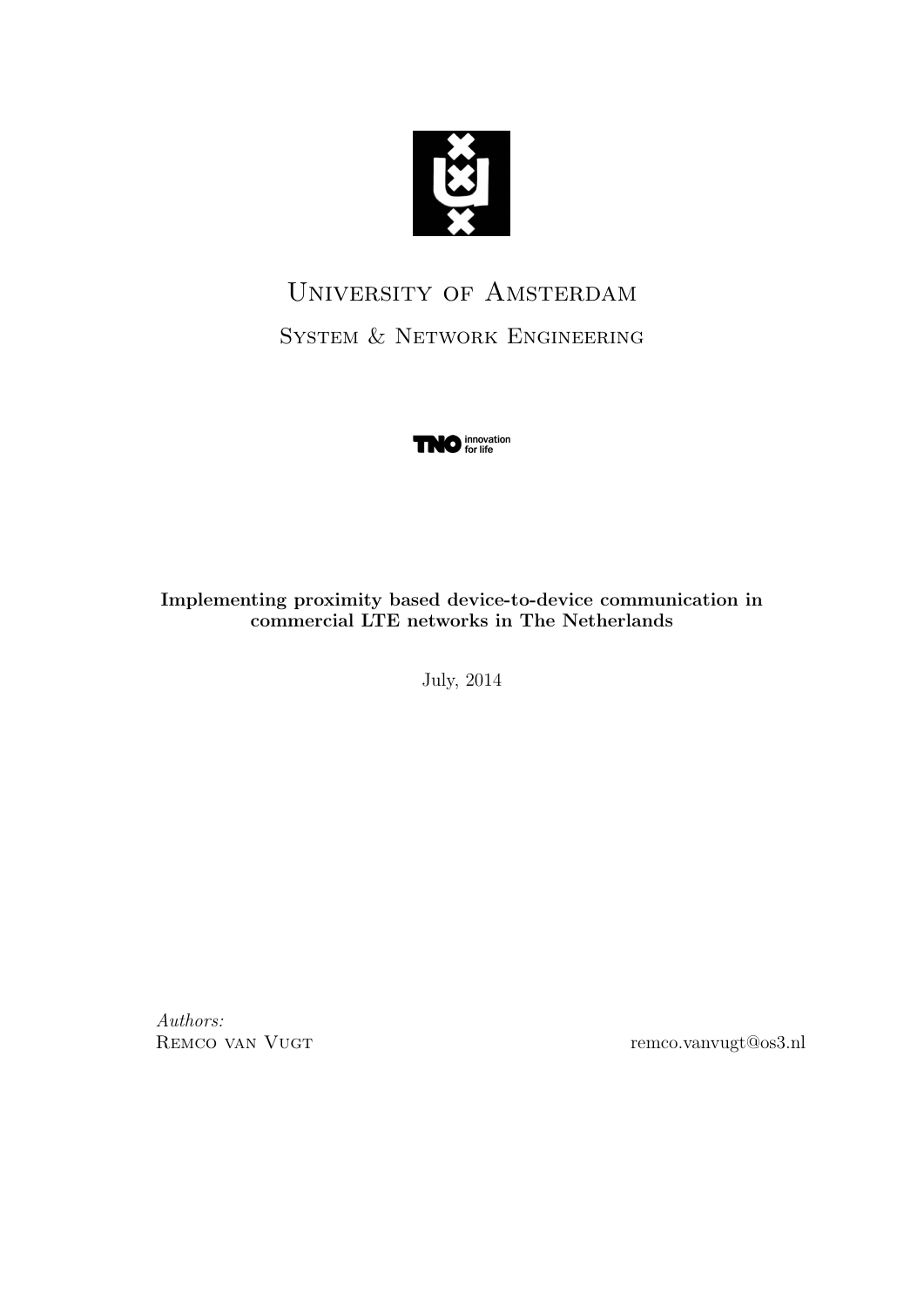# University of Amsterdam

## System & Network Engineering

TNO innovation for life

**Implementing proximity based device-to-device communication in commercial LTE networks in The Netherlands**

July, 2014

*Authors:*
Remco van Vugt remco.vanvugt@os3.nl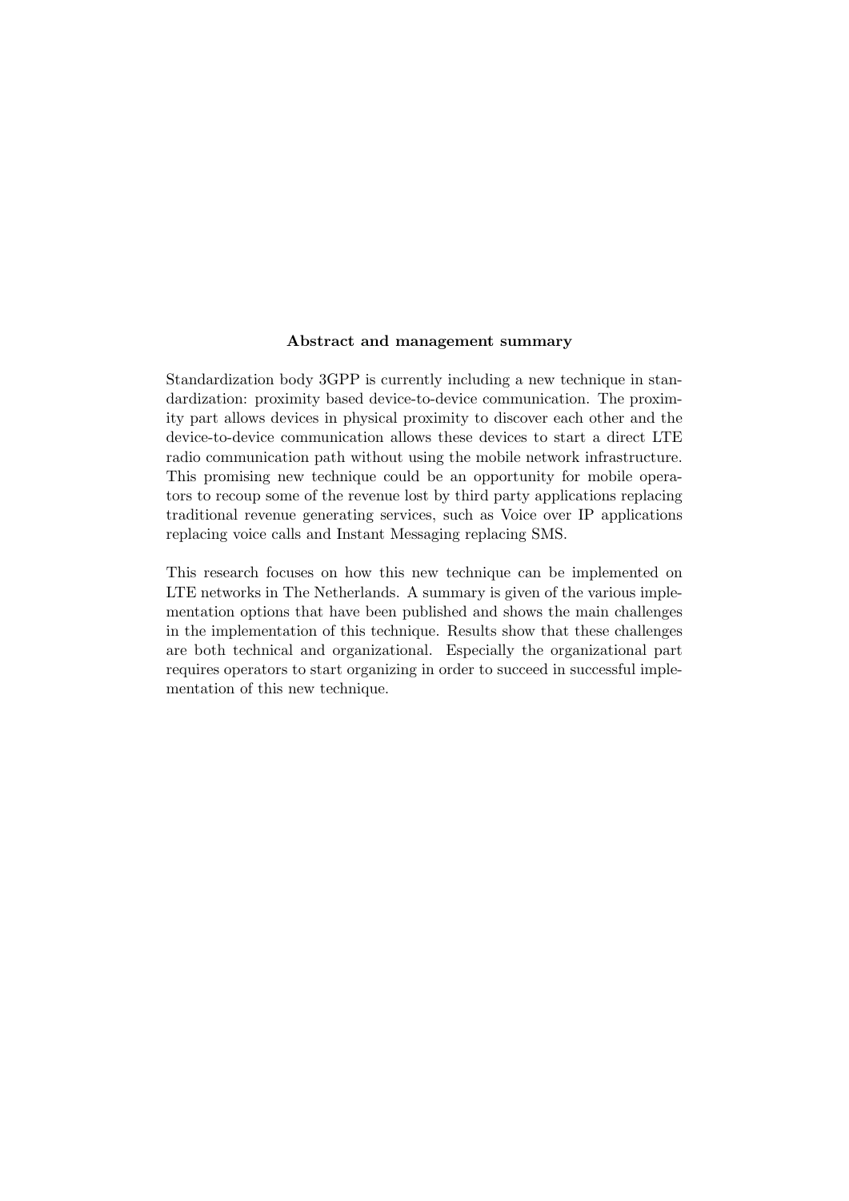**Abstract and management summary**

Standardization body 3GPP is currently including a new technique in standardization: proximity based device-to-device communication. The proximity part allows devices in physical proximity to discover each other and the device-to-device communication allows these devices to start a direct LTE radio communication path without using the mobile network infrastructure. This promising new technique could be an opportunity for mobile operators to recoup some of the revenue lost by third party applications replacing traditional revenue generating services, such as Voice over IP applications replacing voice calls and Instant Messaging replacing SMS.

This research focuses on how this new technique can be implemented on LTE networks in The Netherlands. A summary is given of the various implementation options that have been published and shows the main challenges in the implementation of this technique. Results show that these challenges are both technical and organizational. Especially the organizational part requires operators to start organizing in order to succeed in successful implementation of this new technique.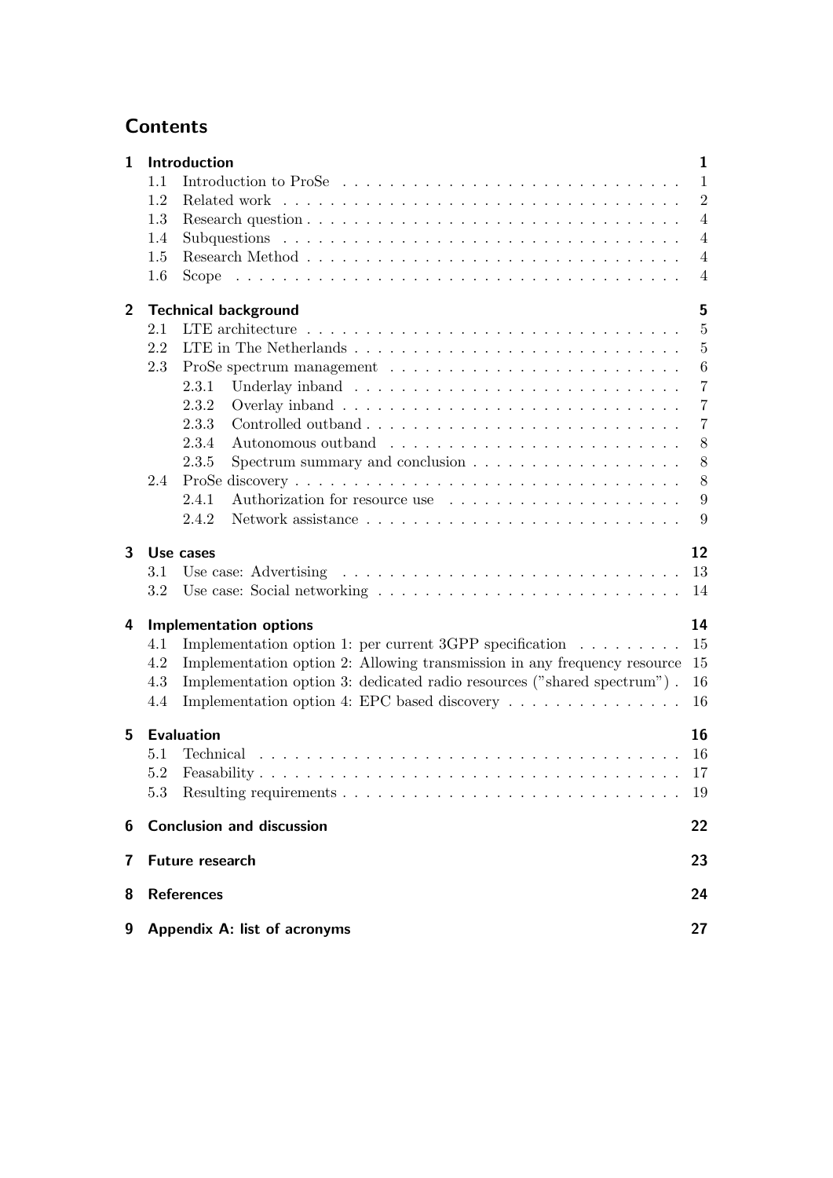# Contents

**1 Introduction** — **1**
- 1.1 Introduction to ProSe — 1
- 1.2 Related work — 2
- 1.3 Research question — 4
- 1.4 Subquestions — 4
- 1.5 Research Method — 4
- 1.6 Scope — 4

**2 Technical background** — **5**
- 2.1 LTE architecture — 5
- 2.2 LTE in The Netherlands — 5
- 2.3 ProSe spectrum management — 6
  - 2.3.1 Underlay inband — 7
  - 2.3.2 Overlay inband — 7
  - 2.3.3 Controlled outband — 7
  - 2.3.4 Autonomous outband — 8
  - 2.3.5 Spectrum summary and conclusion — 8
- 2.4 ProSe discovery — 8
  - 2.4.1 Authorization for resource use — 9
  - 2.4.2 Network assistance — 9

**3 Use cases** — **12**
- 3.1 Use case: Advertising — 13
- 3.2 Use case: Social networking — 14

**4 Implementation options** — **14**
- 4.1 Implementation option 1: per current 3GPP specification — 15
- 4.2 Implementation option 2: Allowing transmission in any frequency resource — 15
- 4.3 Implementation option 3: dedicated radio resources ("shared spectrum") — 16
- 4.4 Implementation option 4: EPC based discovery — 16

**5 Evaluation** — **16**
- 5.1 Technical — 16
- 5.2 Feasability — 17
- 5.3 Resulting requirements — 19

**6 Conclusion and discussion** — **22**

**7 Future research** — **23**

**8 References** — **24**

**9 Appendix A: list of acronyms** — **27**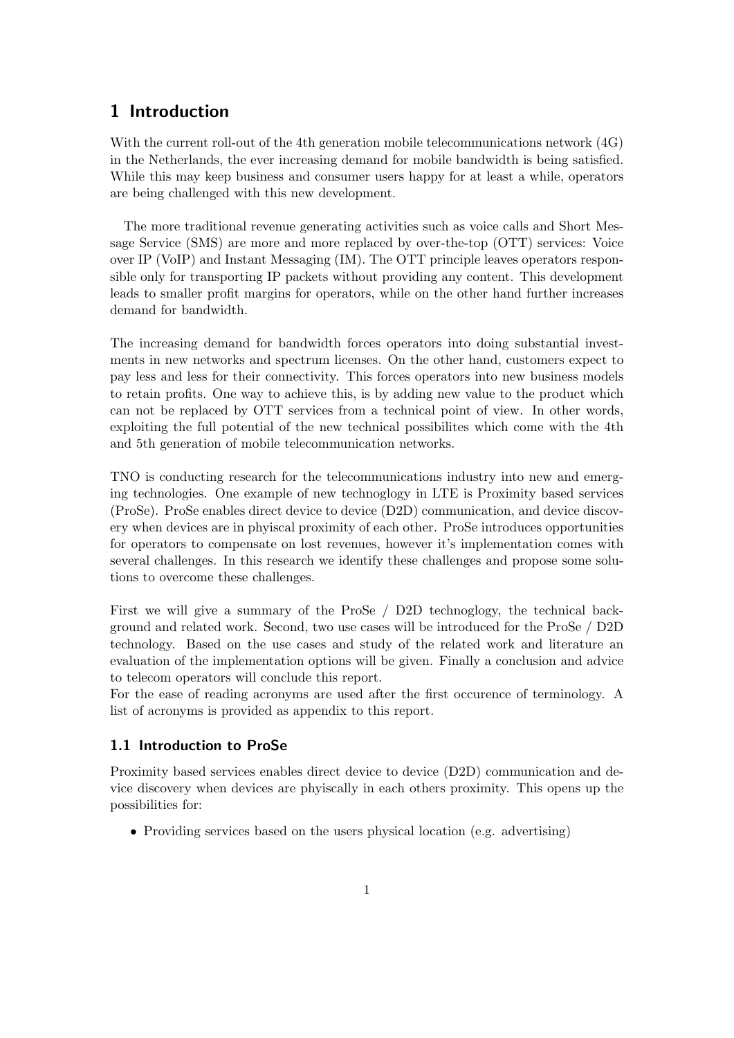# 1 Introduction

With the current roll-out of the 4th generation mobile telecommunications network (4G) in the Netherlands, the ever increasing demand for mobile bandwidth is being satisfied. While this may keep business and consumer users happy for at least a while, operators are being challenged with this new development.

The more traditional revenue generating activities such as voice calls and Short Message Service (SMS) are more and more replaced by over-the-top (OTT) services: Voice over IP (VoIP) and Instant Messaging (IM). The OTT principle leaves operators responsible only for transporting IP packets without providing any content. This development leads to smaller profit margins for operators, while on the other hand further increases demand for bandwidth.

The increasing demand for bandwidth forces operators into doing substantial investments in new networks and spectrum licenses. On the other hand, customers expect to pay less and less for their connectivity. This forces operators into new business models to retain profits. One way to achieve this, is by adding new value to the product which can not be replaced by OTT services from a technical point of view. In other words, exploiting the full potential of the new technical possibilites which come with the 4th and 5th generation of mobile telecommunication networks.

TNO is conducting research for the telecommunications industry into new and emerging technologies. One example of new technoglogy in LTE is Proximity based services (ProSe). ProSe enables direct device to device (D2D) communication, and device discovery when devices are in phyiscal proximity of each other. ProSe introduces opportunities for operators to compensate on lost revenues, however it's implementation comes with several challenges. In this research we identify these challenges and propose some solutions to overcome these challenges.

First we will give a summary of the ProSe / D2D technoglogy, the technical background and related work. Second, two use cases will be introduced for the ProSe / D2D technology. Based on the use cases and study of the related work and literature an evaluation of the implementation options will be given. Finally a conclusion and advice to telecom operators will conclude this report.
For the ease of reading acronyms are used after the first occurence of terminology. A list of acronyms is provided as appendix to this report.

## 1.1 Introduction to ProSe

Proximity based services enables direct device to device (D2D) communication and device discovery when devices are phyiscally in each others proximity. This opens up the possibilities for:

- Providing services based on the users physical location (e.g. advertising)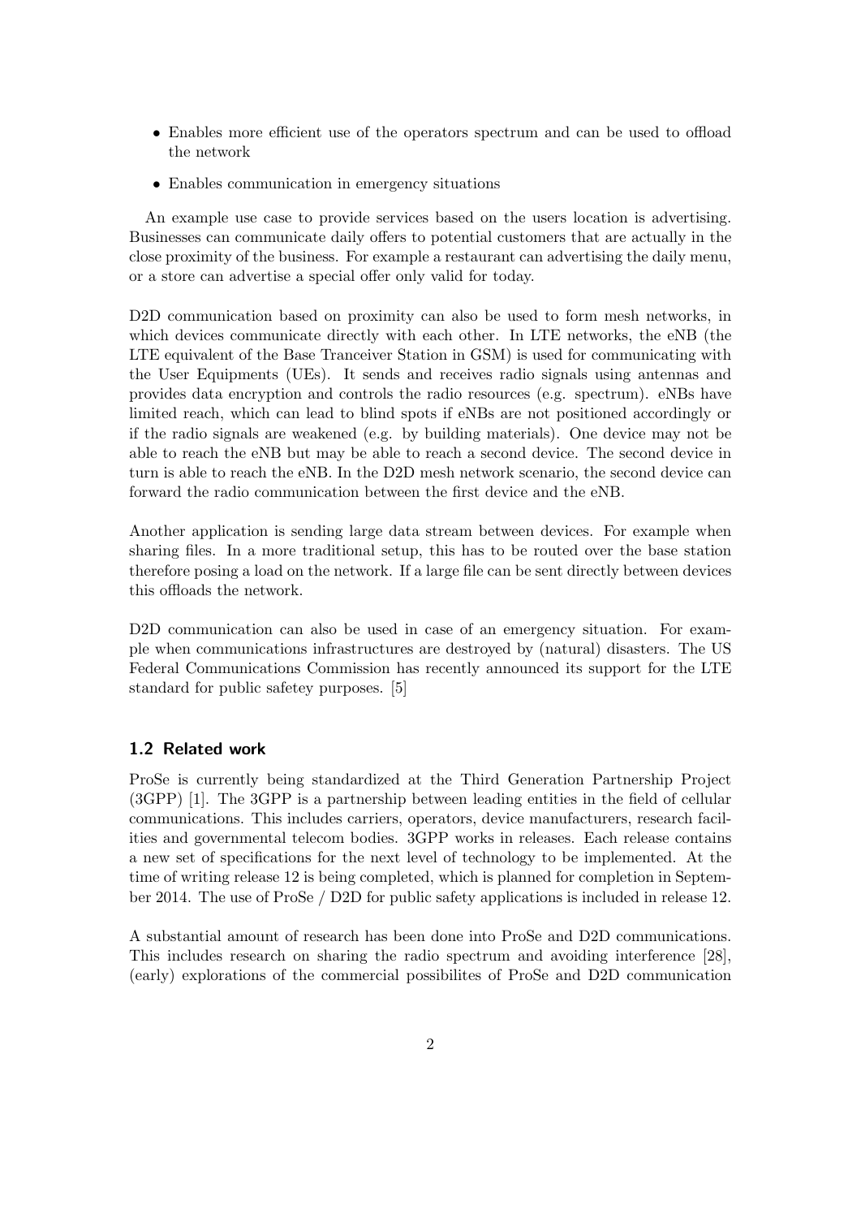- Enables more efficient use of the operators spectrum and can be used to offload the network
- Enables communication in emergency situations

An example use case to provide services based on the users location is advertising. Businesses can communicate daily offers to potential customers that are actually in the close proximity of the business. For example a restaurant can advertising the daily menu, or a store can advertise a special offer only valid for today.

D2D communication based on proximity can also be used to form mesh networks, in which devices communicate directly with each other. In LTE networks, the eNB (the LTE equivalent of the Base Tranceiver Station in GSM) is used for communicating with the User Equipments (UEs). It sends and receives radio signals using antennas and provides data encryption and controls the radio resources (e.g. spectrum). eNBs have limited reach, which can lead to blind spots if eNBs are not positioned accordingly or if the radio signals are weakened (e.g. by building materials). One device may not be able to reach the eNB but may be able to reach a second device. The second device in turn is able to reach the eNB. In the D2D mesh network scenario, the second device can forward the radio communication between the first device and the eNB.

Another application is sending large data stream between devices. For example when sharing files. In a more traditional setup, this has to be routed over the base station therefore posing a load on the network. If a large file can be sent directly between devices this offloads the network.

D2D communication can also be used in case of an emergency situation. For example when communications infrastructures are destroyed by (natural) disasters. The US Federal Communications Commission has recently announced its support for the LTE standard for public safetey purposes. [5]

## 1.2 Related work

ProSe is currently being standardized at the Third Generation Partnership Project (3GPP) [1]. The 3GPP is a partnership between leading entities in the field of cellular communications. This includes carriers, operators, device manufacturers, research facilities and governmental telecom bodies. 3GPP works in releases. Each release contains a new set of specifications for the next level of technology to be implemented. At the time of writing release 12 is being completed, which is planned for completion in September 2014. The use of ProSe / D2D for public safety applications is included in release 12.

A substantial amount of research has been done into ProSe and D2D communications. This includes research on sharing the radio spectrum and avoiding interference [28], (early) explorations of the commercial possibilites of ProSe and D2D communication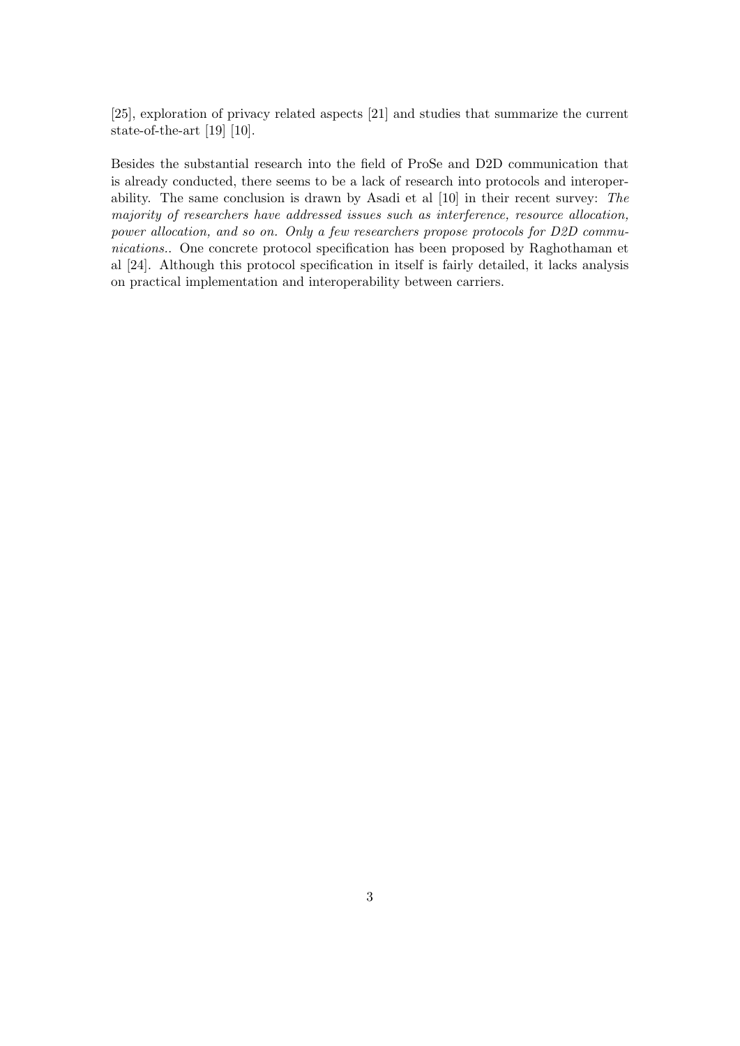[25], exploration of privacy related aspects [21] and studies that summarize the current state-of-the-art [19] [10].

Besides the substantial research into the field of ProSe and D2D communication that is already conducted, there seems to be a lack of research into protocols and interoperability. The same conclusion is drawn by Asadi et al [10] in their recent survey: *The majority of researchers have addressed issues such as interference, resource allocation, power allocation, and so on. Only a few researchers propose protocols for D2D communications.*. One concrete protocol specification has been proposed by Raghothaman et al [24]. Although this protocol specification in itself is fairly detailed, it lacks analysis on practical implementation and interoperability between carriers.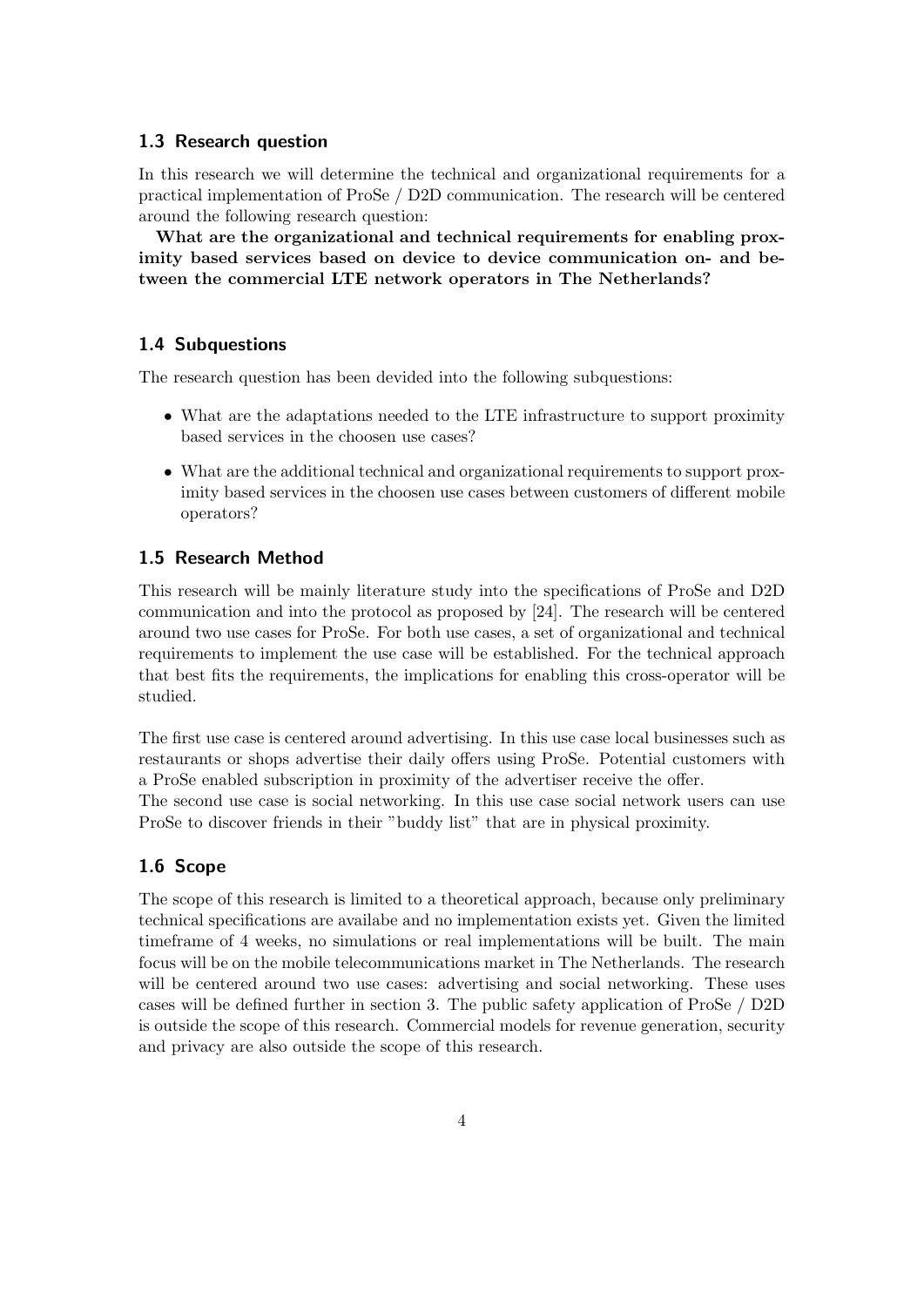### 1.3 Research question

In this research we will determine the technical and organizational requirements for a practical implementation of ProSe / D2D communication. The research will be centered around the following research question:

**What are the organizational and technical requirements for enabling proximity based services based on device to device communication on- and between the commercial LTE network operators in The Netherlands?**

### 1.4 Subquestions

The research question has been devided into the following subquestions:

- What are the adaptations needed to the LTE infrastructure to support proximity based services in the choosen use cases?
- What are the additional technical and organizational requirements to support proximity based services in the choosen use cases between customers of different mobile operators?

### 1.5 Research Method

This research will be mainly literature study into the specifications of ProSe and D2D communication and into the protocol as proposed by [24]. The research will be centered around two use cases for ProSe. For both use cases, a set of organizational and technical requirements to implement the use case will be established. For the technical approach that best fits the requirements, the implications for enabling this cross-operator will be studied.

The first use case is centered around advertising. In this use case local businesses such as restaurants or shops advertise their daily offers using ProSe. Potential customers with a ProSe enabled subscription in proximity of the advertiser receive the offer.
The second use case is social networking. In this use case social network users can use ProSe to discover friends in their "buddy list" that are in physical proximity.

### 1.6 Scope

The scope of this research is limited to a theoretical approach, because only preliminary technical specifications are availabe and no implementation exists yet. Given the limited timeframe of 4 weeks, no simulations or real implementations will be built. The main focus will be on the mobile telecommunications market in The Netherlands. The research will be centered around two use cases: advertising and social networking. These uses cases will be defined further in section 3. The public safety application of ProSe / D2D is outside the scope of this research. Commercial models for revenue generation, security and privacy are also outside the scope of this research.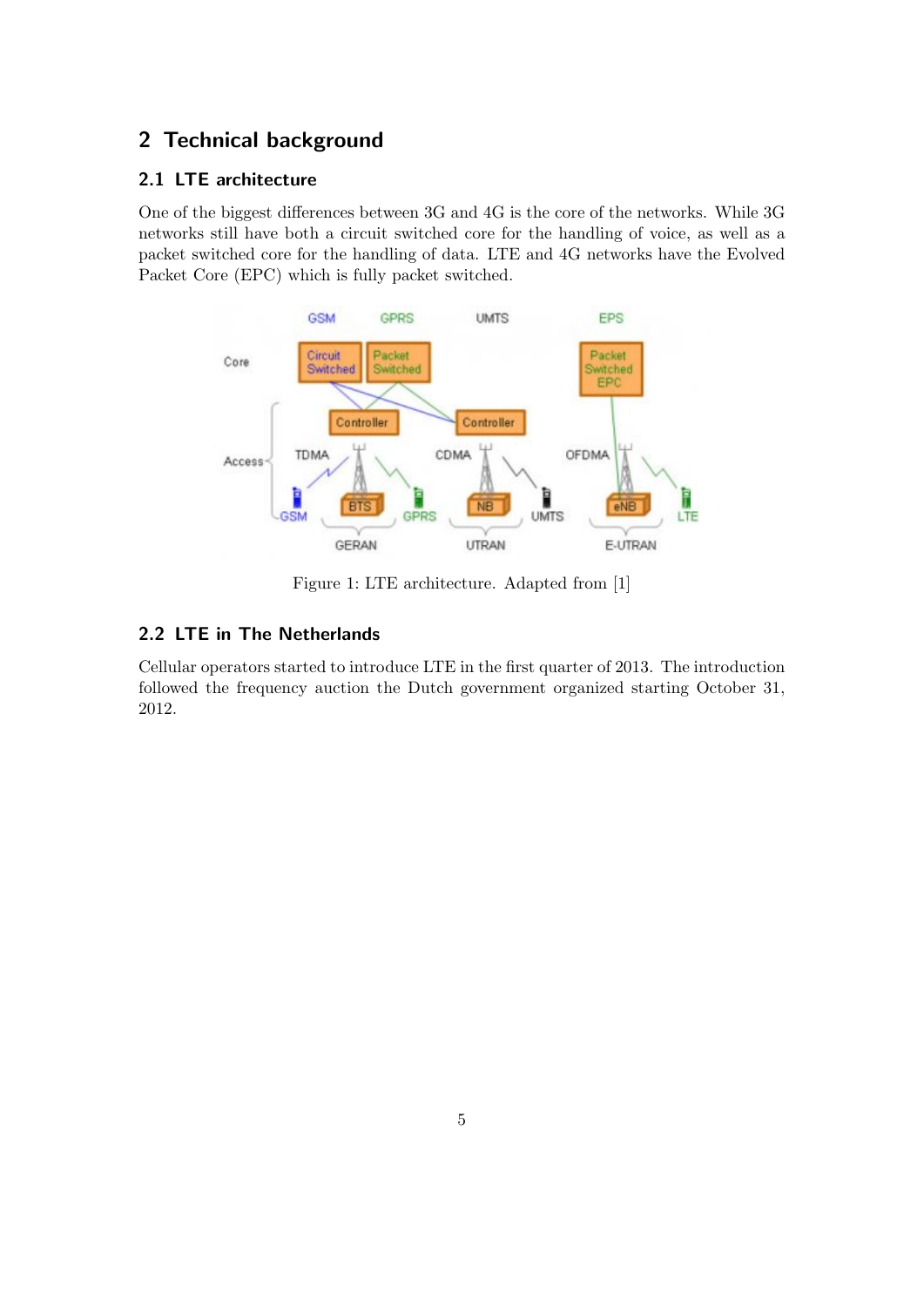## 2 Technical background

### 2.1 LTE architecture

One of the biggest differences between 3G and 4G is the core of the networks. While 3G networks still have both a circuit switched core for the handling of voice, as well as a packet switched core for the handling of data. LTE and 4G networks have the Evolved Packet Core (EPC) which is fully packet switched.

Figure 1: LTE architecture. Adapted from [1]

### 2.2 LTE in The Netherlands

Cellular operators started to introduce LTE in the first quarter of 2013. The introduction followed the frequency auction the Dutch government organized starting October 31, 2012.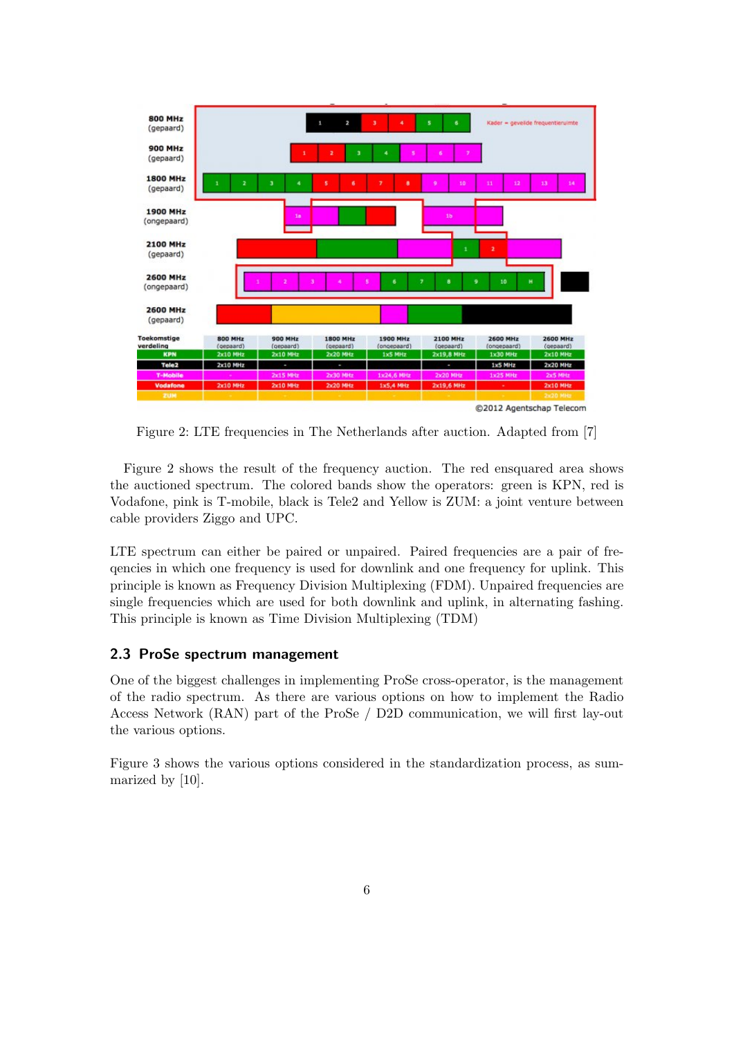| Toekomstige verdeling | 800 MHz (gepaard) | 900 MHz (gepaard) | 1800 MHz (gepaard) | 1900 MHz (ongepaard) | 2100 MHz (gepaard) | 2600 MHz (ongepaard) | 2600 MHz (gepaard) |
|---|---|---|---|---|---|---|---|
| KPN | 2x10 MHz | 2x10 MHz | 2x20 MHz | 1x5 MHz | 2x19,8 MHz | 1x30 MHz | 2x10 MHz |
| Tele2 | 2x10 MHz | - | - | | - | 1x5 MHz | 2x20 MHz |
| T-Mobile | - | 2x15 MHz | 2x30 MHz | 1x24,6 MHz | 2x20 MHz | 1x25 MHz | 2x5 MHz |
| Vodafone | 2x10 MHz | 2x10 MHz | 2x20 MHz | 1x5,4 MHz | 2x19,6 MHz | - | 2x10 MHz |
| ZUM | - | - | - | - | - | - | 2x20 MHz |

©2012 Agentschap Telecom

Figure 2: LTE frequencies in The Netherlands after auction. Adapted from [7]

Figure 2 shows the result of the frequency auction. The red ensquared area shows the auctioned spectrum. The colored bands show the operators: green is KPN, red is Vodafone, pink is T-mobile, black is Tele2 and Yellow is ZUM: a joint venture between cable providers Ziggo and UPC.

LTE spectrum can either be paired or unpaired. Paired frequencies are a pair of freqencies in which one frequency is used for downlink and one frequency for uplink. This principle is known as Frequency Division Multiplexing (FDM). Unpaired frequencies are single frequencies which are used for both downlink and uplink, in alternating fashing. This principle is known as Time Division Multiplexing (TDM)

## 2.3 ProSe spectrum management

One of the biggest challenges in implementing ProSe cross-operator, is the management of the radio spectrum. As there are various options on how to implement the Radio Access Network (RAN) part of the ProSe / D2D communication, we will first lay-out the various options.

Figure 3 shows the various options considered in the standardization process, as summarized by [10].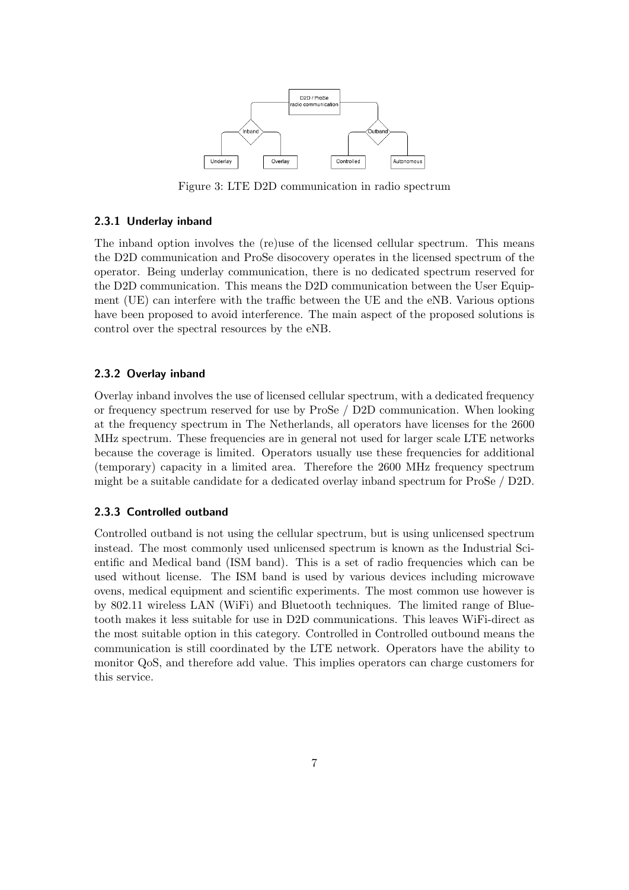Figure 3: LTE D2D communication in radio spectrum

### 2.3.1 Underlay inband

The inband option involves the (re)use of the licensed cellular spectrum. This means the D2D communication and ProSe disocovery operates in the licensed spectrum of the operator. Being underlay communication, there is no dedicated spectrum reserved for the D2D communication. This means the D2D communication between the User Equipment (UE) can interfere with the traffic between the UE and the eNB. Various options have been proposed to avoid interference. The main aspect of the proposed solutions is control over the spectral resources by the eNB.

### 2.3.2 Overlay inband

Overlay inband involves the use of licensed cellular spectrum, with a dedicated frequency or frequency spectrum reserved for use by ProSe / D2D communication. When looking at the frequency spectrum in The Netherlands, all operators have licenses for the 2600 MHz spectrum. These frequencies are in general not used for larger scale LTE networks because the coverage is limited. Operators usually use these frequencies for additional (temporary) capacity in a limited area. Therefore the 2600 MHz frequency spectrum might be a suitable candidate for a dedicated overlay inband spectrum for ProSe / D2D.

### 2.3.3 Controlled outband

Controlled outband is not using the cellular spectrum, but is using unlicensed spectrum instead. The most commonly used unlicensed spectrum is known as the Industrial Scientific and Medical band (ISM band). This is a set of radio frequencies which can be used without license. The ISM band is used by various devices including microwave ovens, medical equipment and scientific experiments. The most common use however is by 802.11 wireless LAN (WiFi) and Bluetooth techniques. The limited range of Bluetooth makes it less suitable for use in D2D communications. This leaves WiFi-direct as the most suitable option in this category. Controlled in Controlled outbound means the communication is still coordinated by the LTE network. Operators have the ability to monitor QoS, and therefore add value. This implies operators can charge customers for this service.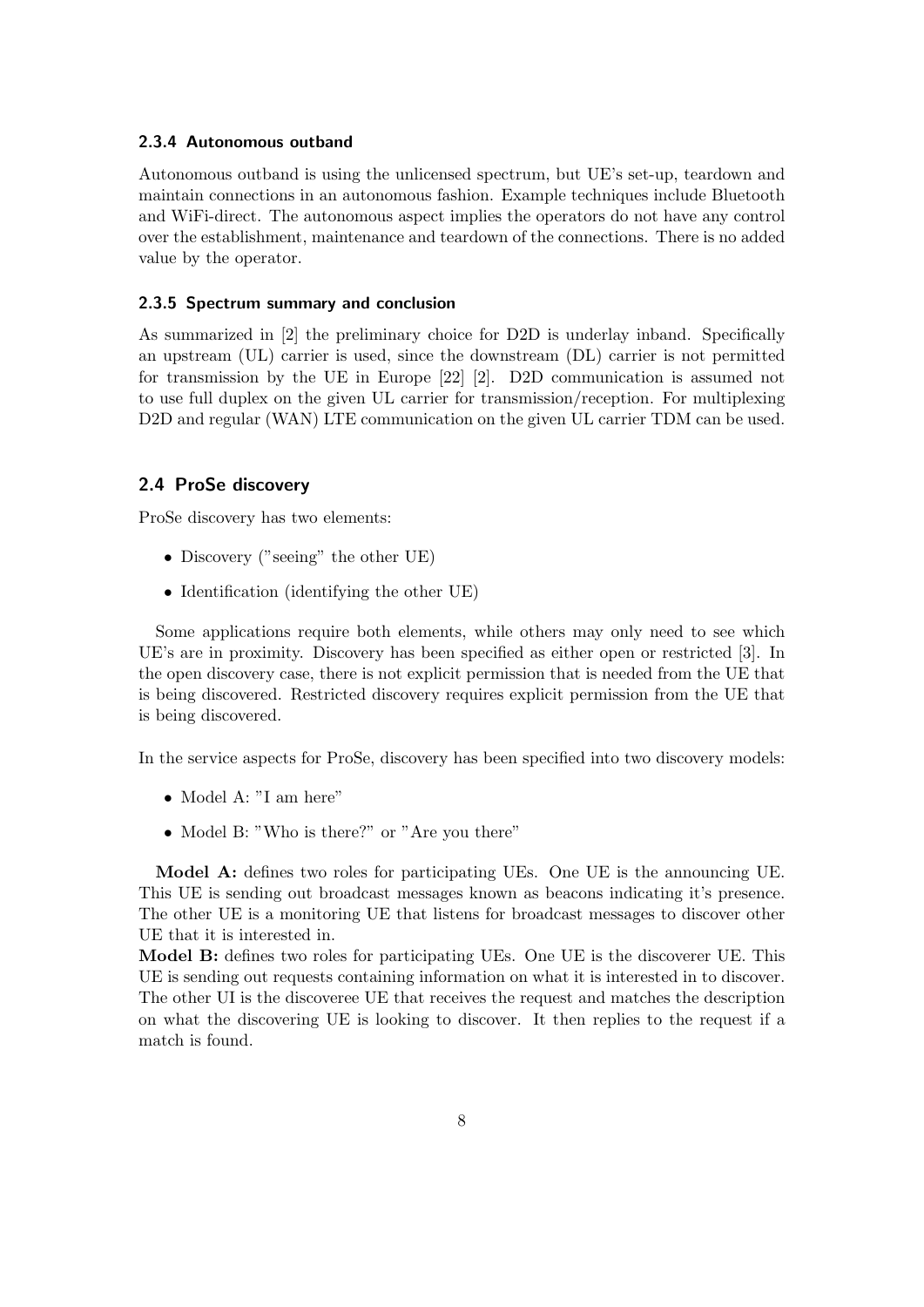### 2.3.4 Autonomous outband

Autonomous outband is using the unlicensed spectrum, but UE's set-up, teardown and maintain connections in an autonomous fashion. Example techniques include Bluetooth and WiFi-direct. The autonomous aspect implies the operators do not have any control over the establishment, maintenance and teardown of the connections. There is no added value by the operator.

### 2.3.5 Spectrum summary and conclusion

As summarized in [2] the preliminary choice for D2D is underlay inband. Specifically an upstream (UL) carrier is used, since the downstream (DL) carrier is not permitted for transmission by the UE in Europe [22] [2]. D2D communication is assumed not to use full duplex on the given UL carrier for transmission/reception. For multiplexing D2D and regular (WAN) LTE communication on the given UL carrier TDM can be used.

## 2.4 ProSe discovery

ProSe discovery has two elements:

- Discovery ("seeing" the other UE)
- Identification (identifying the other UE)

Some applications require both elements, while others may only need to see which UE's are in proximity. Discovery has been specified as either open or restricted [3]. In the open discovery case, there is not explicit permission that is needed from the UE that is being discovered. Restricted discovery requires explicit permission from the UE that is being discovered.

In the service aspects for ProSe, discovery has been specified into two discovery models:

- Model A: "I am here"
- Model B: "Who is there?" or "Are you there"

**Model A:** defines two roles for participating UEs. One UE is the announcing UE. This UE is sending out broadcast messages known as beacons indicating it's presence. The other UE is a monitoring UE that listens for broadcast messages to discover other UE that it is interested in.
**Model B:** defines two roles for participating UEs. One UE is the discoverer UE. This UE is sending out requests containing information on what it is interested in to discover. The other UI is the discoveree UE that receives the request and matches the description on what the discovering UE is looking to discover. It then replies to the request if a match is found.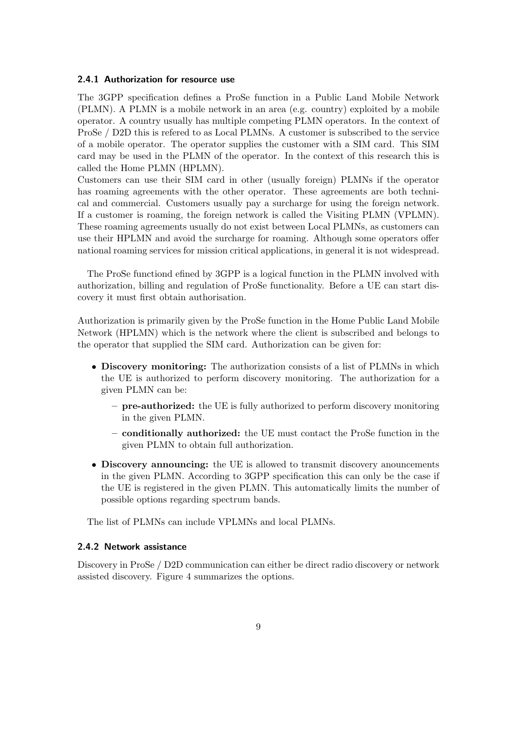### 2.4.1 Authorization for resource use

The 3GPP specification defines a ProSe function in a Public Land Mobile Network (PLMN). A PLMN is a mobile network in an area (e.g. country) exploited by a mobile operator. A country usually has multiple competing PLMN operators. In the context of ProSe / D2D this is refered to as Local PLMNs. A customer is subscribed to the service of a mobile operator. The operator supplies the customer with a SIM card. This SIM card may be used in the PLMN of the operator. In the context of this research this is called the Home PLMN (HPLMN).
Customers can use their SIM card in other (usually foreign) PLMNs if the operator has roaming agreements with the other operator. These agreements are both technical and commercial. Customers usually pay a surcharge for using the foreign network. If a customer is roaming, the foreign network is called the Visiting PLMN (VPLMN). These roaming agreements usually do not exist between Local PLMNs, as customers can use their HPLMN and avoid the surcharge for roaming. Although some operators offer national roaming services for mission critical applications, in general it is not widespread.

The ProSe functiond efined by 3GPP is a logical function in the PLMN involved with authorization, billing and regulation of ProSe functionality. Before a UE can start discovery it must first obtain authorisation.

Authorization is primarily given by the ProSe function in the Home Public Land Mobile Network (HPLMN) which is the network where the client is subscribed and belongs to the operator that supplied the SIM card. Authorization can be given for:

- **Discovery monitoring:** The authorization consists of a list of PLMNs in which the UE is authorized to perform discovery monitoring. The authorization for a given PLMN can be:
  - **pre-authorized:** the UE is fully authorized to perform discovery monitoring in the given PLMN.
  - **conditionally authorized:** the UE must contact the ProSe function in the given PLMN to obtain full authorization.
- **Discovery announcing:** the UE is allowed to transmit discovery anouncements in the given PLMN. According to 3GPP specification this can only be the case if the UE is registered in the given PLMN. This automatically limits the number of possible options regarding spectrum bands.

The list of PLMNs can include VPLMNs and local PLMNs.

### 2.4.2 Network assistance

Discovery in ProSe / D2D communication can either be direct radio discovery or network assisted discovery. Figure 4 summarizes the options.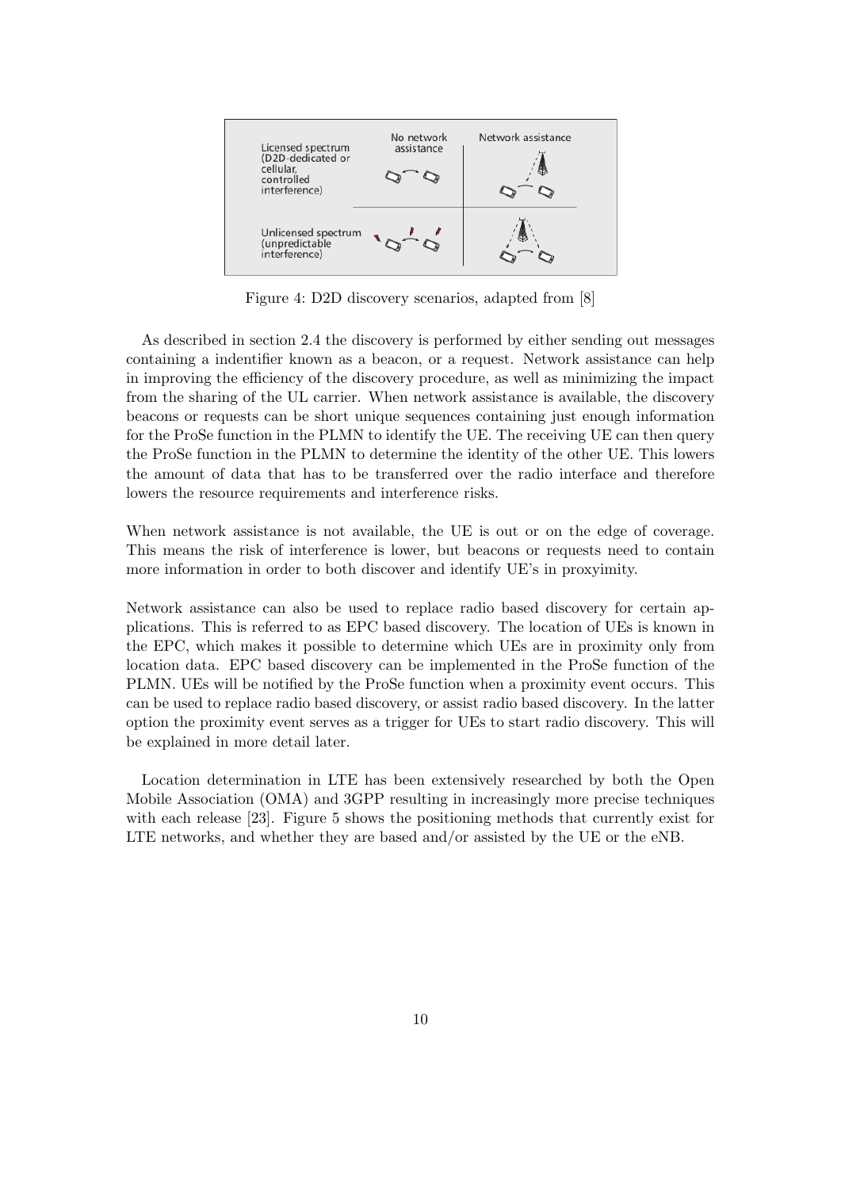Figure 4: D2D discovery scenarios, adapted from [8]

As described in section 2.4 the discovery is performed by either sending out messages containing a indentifier known as a beacon, or a request. Network assistance can help in improving the efficiency of the discovery procedure, as well as minimizing the impact from the sharing of the UL carrier. When network assistance is available, the discovery beacons or requests can be short unique sequences containing just enough information for the ProSe function in the PLMN to identify the UE. The receiving UE can then query the ProSe function in the PLMN to determine the identity of the other UE. This lowers the amount of data that has to be transferred over the radio interface and therefore lowers the resource requirements and interference risks.

When network assistance is not available, the UE is out or on the edge of coverage. This means the risk of interference is lower, but beacons or requests need to contain more information in order to both discover and identify UE's in proxyimity.

Network assistance can also be used to replace radio based discovery for certain applications. This is referred to as EPC based discovery. The location of UEs is known in the EPC, which makes it possible to determine which UEs are in proximity only from location data. EPC based discovery can be implemented in the ProSe function of the PLMN. UEs will be notified by the ProSe function when a proximity event occurs. This can be used to replace radio based discovery, or assist radio based discovery. In the latter option the proximity event serves as a trigger for UEs to start radio discovery. This will be explained in more detail later.

Location determination in LTE has been extensively researched by both the Open Mobile Association (OMA) and 3GPP resulting in increasingly more precise techniques with each release [23]. Figure 5 shows the positioning methods that currently exist for LTE networks, and whether they are based and/or assisted by the UE or the eNB.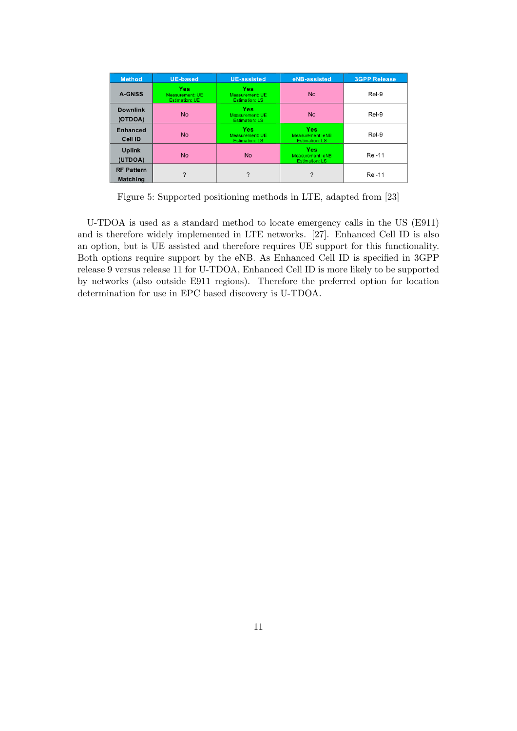| Method | UE-based | UE-assisted | eNB-assisted | 3GPP Release |
|---|---|---|---|---|
| A-GNSS | Yes<br>Measurement: UE<br>Estimation: UE | Yes<br>Measurement: UE<br>Estimation: LS | No | Rel-9 |
| Downlink (OTDOA) | No | Yes<br>Measurement: UE<br>Estimation: LS | No | Rel-9 |
| Enhanced Cell ID | No | Yes<br>Measurement: UE<br>Estimation: LS | Yes<br>Measurement: eNB<br>Estimation: LS | Rel-9 |
| Uplink (UTDOA) | No | No | Yes<br>Measurement: eNB<br>Estimation: LS | Rel-11 |
| RF Pattern Matching | ? | ? | ? | Rel-11 |

Figure 5: Supported positioning methods in LTE, adapted from [23]

U-TDOA is used as a standard method to locate emergency calls in the US (E911) and is therefore widely implemented in LTE networks. [27]. Enhanced Cell ID is also an option, but is UE assisted and therefore requires UE support for this functionality. Both options require support by the eNB. As Enhanced Cell ID is specified in 3GPP release 9 versus release 11 for U-TDOA, Enhanced Cell ID is more likely to be supported by networks (also outside E911 regions). Therefore the preferred option for location determination for use in EPC based discovery is U-TDOA.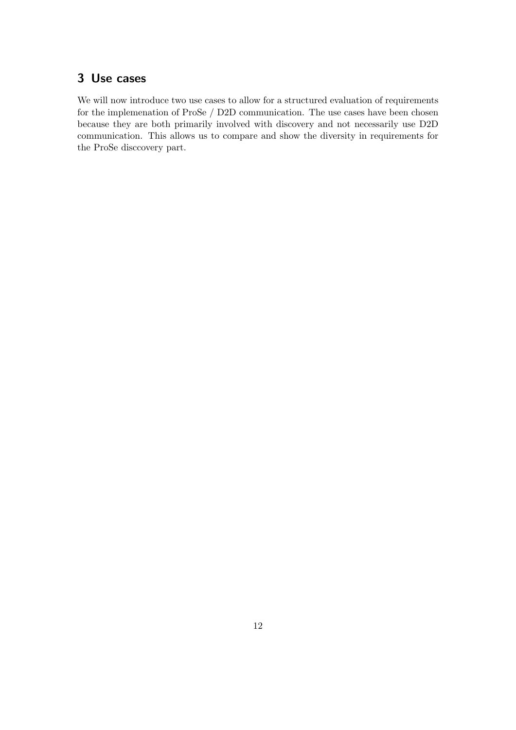# 3 Use cases

We will now introduce two use cases to allow for a structured evaluation of requirements for the implemenation of ProSe / D2D communication. The use cases have been chosen because they are both primarily involved with discovery and not necessarily use D2D communication. This allows us to compare and show the diversity in requirements for the ProSe disccovery part.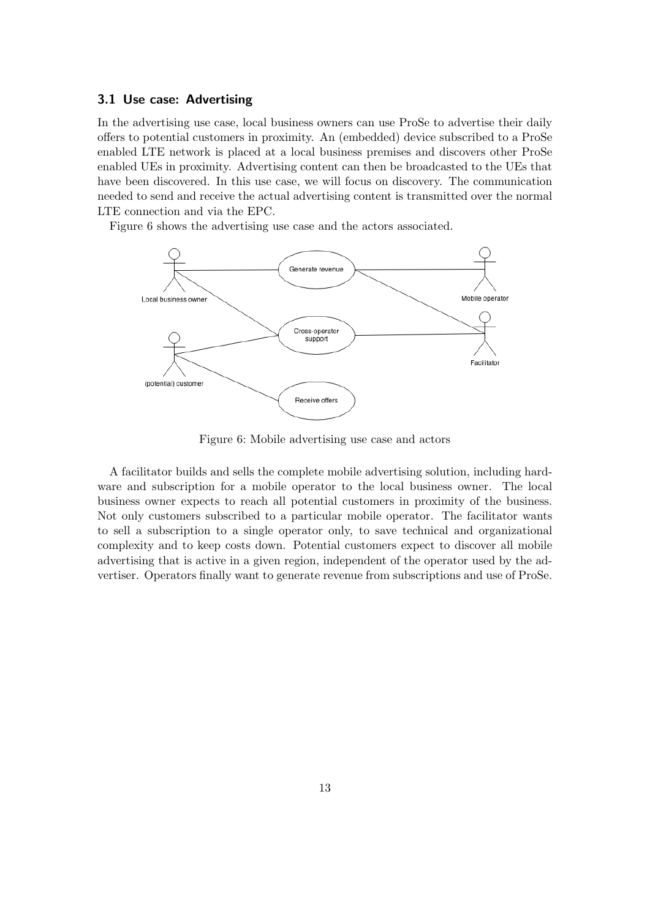### 3.1 Use case: Advertising

In the advertising use case, local business owners can use ProSe to advertise their daily offers to potential customers in proximity. An (embedded) device subscribed to a ProSe enabled LTE network is placed at a local business premises and discovers other ProSe enabled UEs in proximity. Advertising content can then be broadcasted to the UEs that have been discovered. In this use case, we will focus on discovery. The communication needed to send and receive the actual advertising content is transmitted over the normal LTE connection and via the EPC.

Figure 6 shows the advertising use case and the actors associated.

Figure 6: Mobile advertising use case and actors

A facilitator builds and sells the complete mobile advertising solution, including hardware and subscription for a mobile operator to the local business owner. The local business owner expects to reach all potential customers in proximity of the business. Not only customers subscribed to a particular mobile operator. The facilitator wants to sell a subscription to a single operator only, to save technical and organizational complexity and to keep costs down. Potential customers expect to discover all mobile advertising that is active in a given region, independent of the operator used by the advertiser. Operators finally want to generate revenue from subscriptions and use of ProSe.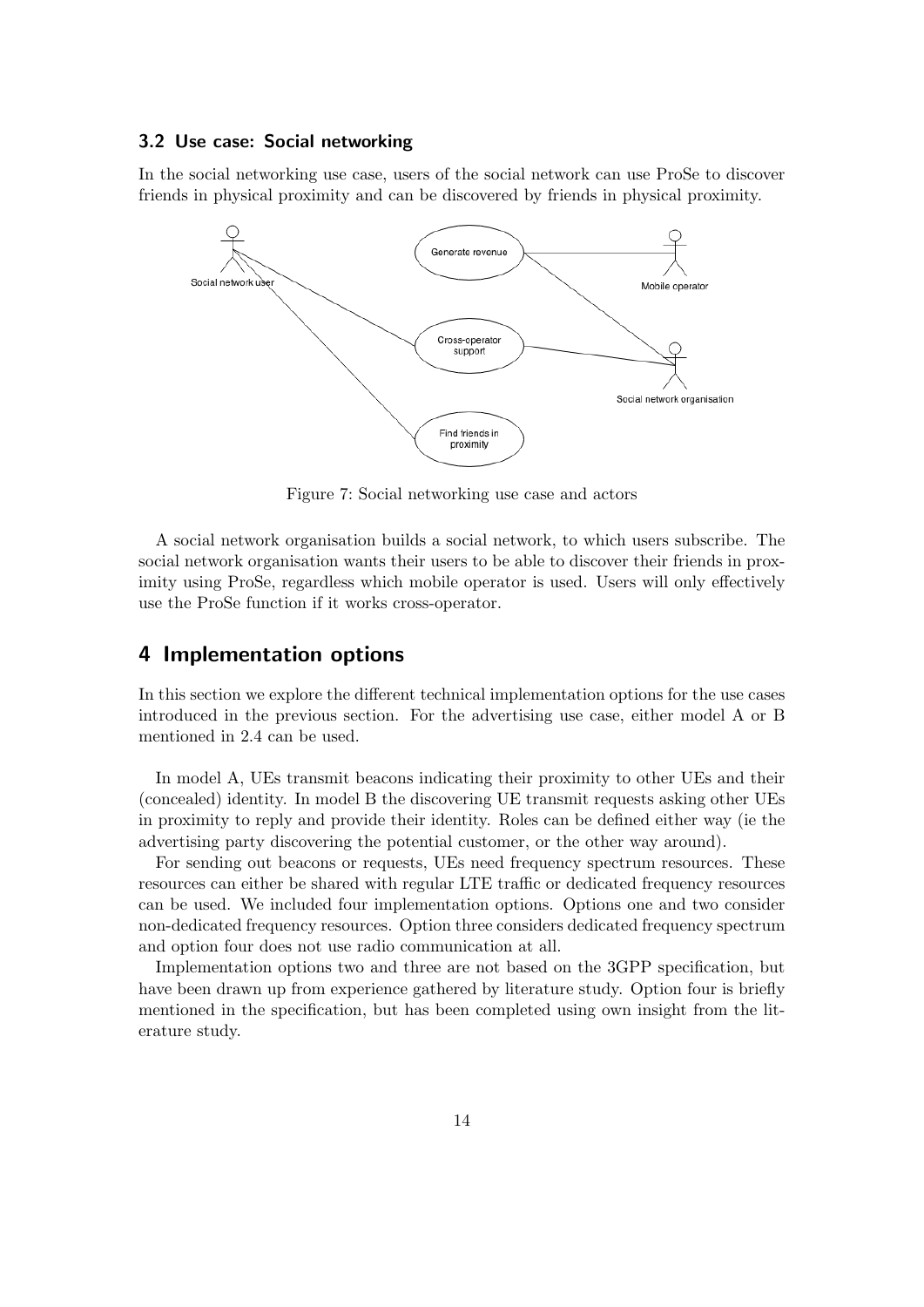### 3.2 Use case: Social networking

In the social networking use case, users of the social network can use ProSe to discover friends in physical proximity and can be discovered by friends in physical proximity.

Figure 7: Social networking use case and actors

A social network organisation builds a social network, to which users subscribe. The social network organisation wants their users to be able to discover their friends in proximity using ProSe, regardless which mobile operator is used. Users will only effectively use the ProSe function if it works cross-operator.

## 4 Implementation options

In this section we explore the different technical implementation options for the use cases introduced in the previous section. For the advertising use case, either model A or B mentioned in 2.4 can be used.

In model A, UEs transmit beacons indicating their proximity to other UEs and their (concealed) identity. In model B the discovering UE transmit requests asking other UEs in proximity to reply and provide their identity. Roles can be defined either way (ie the advertising party discovering the potential customer, or the other way around).

For sending out beacons or requests, UEs need frequency spectrum resources. These resources can either be shared with regular LTE traffic or dedicated frequency resources can be used. We included four implementation options. Options one and two consider non-dedicated frequency resources. Option three considers dedicated frequency spectrum and option four does not use radio communication at all.

Implementation options two and three are not based on the 3GPP specification, but have been drawn up from experience gathered by literature study. Option four is briefly mentioned in the specification, but has been completed using own insight from the literature study.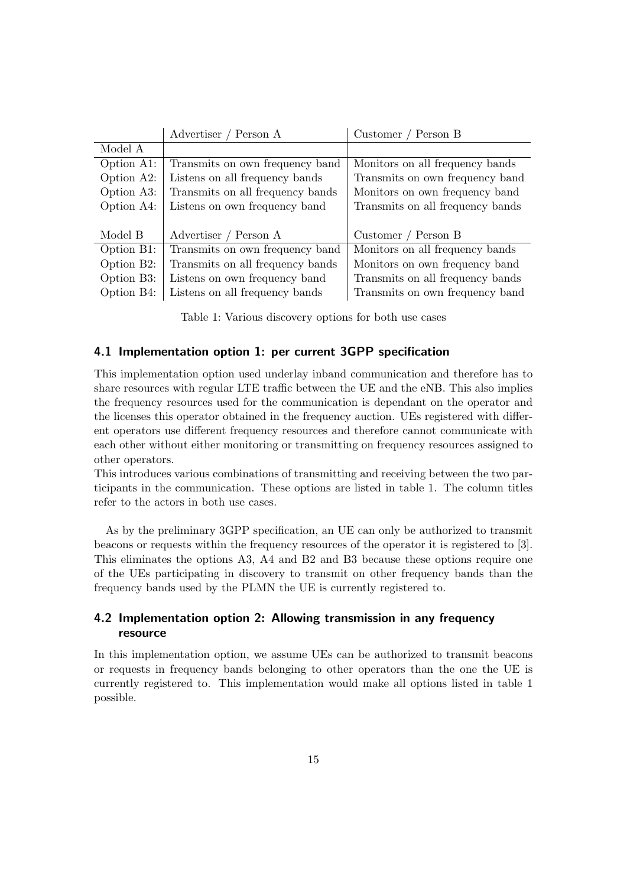| | Advertiser / Person A | Customer / Person B |
|---|---|---|
| Model A | | |
| Option A1: | Transmits on own frequency band | Monitors on all frequency bands |
| Option A2: | Listens on all frequency bands | Transmits on own frequency band |
| Option A3: | Transmits on all frequency bands | Monitors on own frequency band |
| Option A4: | Listens on own frequency band | Transmits on all frequency bands |
| Model B | Advertiser / Person A | Customer / Person B |
| Option B1: | Transmits on own frequency band | Monitors on all frequency bands |
| Option B2: | Transmits on all frequency bands | Monitors on own frequency band |
| Option B3: | Listens on own frequency band | Transmits on all frequency bands |
| Option B4: | Listens on all frequency bands | Transmits on own frequency band |

Table 1: Various discovery options for both use cases

## 4.1 Implementation option 1: per current 3GPP specification

This implementation option used underlay inband communication and therefore has to share resources with regular LTE traffic between the UE and the eNB. This also implies the frequency resources used for the communication is dependant on the operator and the licenses this operator obtained in the frequency auction. UEs registered with different operators use different frequency resources and therefore cannot communicate with each other without either monitoring or transmitting on frequency resources assigned to other operators.

This introduces various combinations of transmitting and receiving between the two participants in the communication. These options are listed in table 1. The column titles refer to the actors in both use cases.

As by the preliminary 3GPP specification, an UE can only be authorized to transmit beacons or requests within the frequency resources of the operator it is registered to [3]. This eliminates the options A3, A4 and B2 and B3 because these options require one of the UEs participating in discovery to transmit on other frequency bands than the frequency bands used by the PLMN the UE is currently registered to.

## 4.2 Implementation option 2: Allowing transmission in any frequency resource

In this implementation option, we assume UEs can be authorized to transmit beacons or requests in frequency bands belonging to other operators than the one the UE is currently registered to. This implementation would make all options listed in table 1 possible.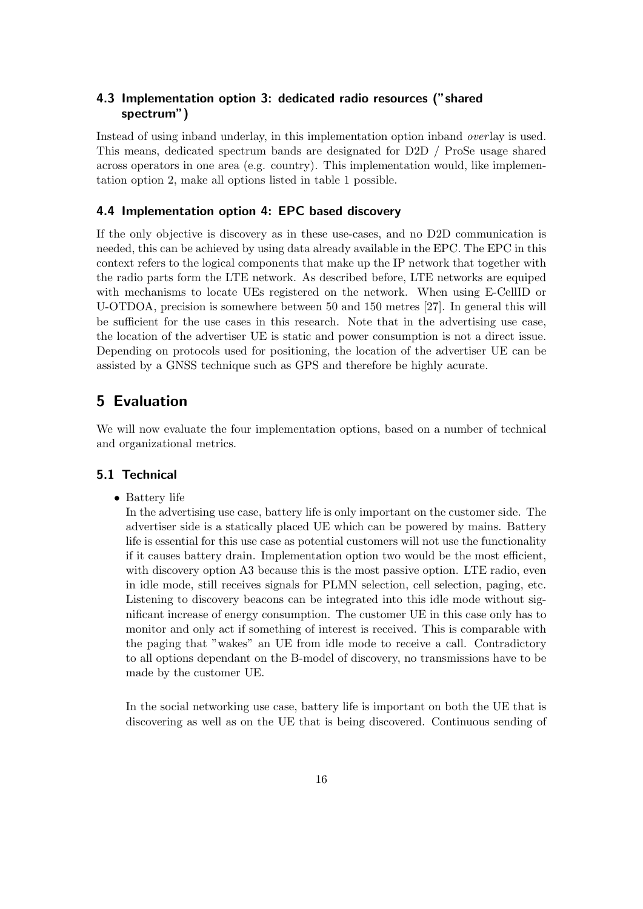### 4.3 Implementation option 3: dedicated radio resources ("shared spectrum")

Instead of using inband underlay, in this implementation option inband *over*lay is used. This means, dedicated spectrum bands are designated for D2D / ProSe usage shared across operators in one area (e.g. country). This implementation would, like implementation option 2, make all options listed in table 1 possible.

### 4.4 Implementation option 4: EPC based discovery

If the only objective is discovery as in these use-cases, and no D2D communication is needed, this can be achieved by using data already available in the EPC. The EPC in this context refers to the logical components that make up the IP network that together with the radio parts form the LTE network. As described before, LTE networks are equiped with mechanisms to locate UEs registered on the network. When using E-CellID or U-OTDOA, precision is somewhere between 50 and 150 metres [27]. In general this will be sufficient for the use cases in this research. Note that in the advertising use case, the location of the advertiser UE is static and power consumption is not a direct issue. Depending on protocols used for positioning, the location of the advertiser UE can be assisted by a GNSS technique such as GPS and therefore be highly acurate.

## 5 Evaluation

We will now evaluate the four implementation options, based on a number of technical and organizational metrics.

### 5.1 Technical

- Battery life

  In the advertising use case, battery life is only important on the customer side. The advertiser side is a statically placed UE which can be powered by mains. Battery life is essential for this use case as potential customers will not use the functionality if it causes battery drain. Implementation option two would be the most efficient, with discovery option A3 because this is the most passive option. LTE radio, even in idle mode, still receives signals for PLMN selection, cell selection, paging, etc. Listening to discovery beacons can be integrated into this idle mode without significant increase of energy consumption. The customer UE in this case only has to monitor and only act if something of interest is received. This is comparable with the paging that "wakes" an UE from idle mode to receive a call. Contradictory to all options dependant on the B-model of discovery, no transmissions have to be made by the customer UE.

  In the social networking use case, battery life is important on both the UE that is discovering as well as on the UE that is being discovered. Continuous sending of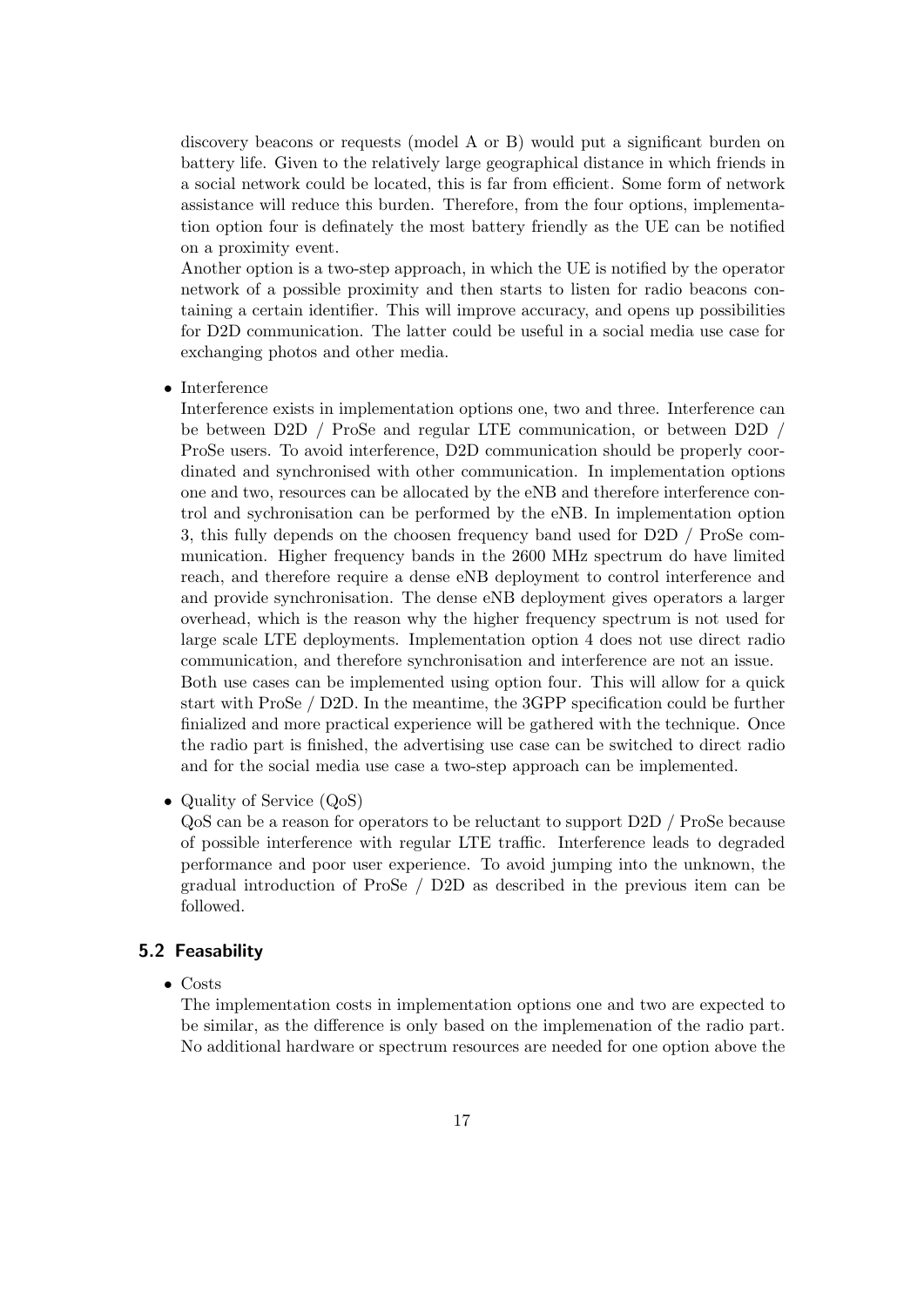discovery beacons or requests (model A or B) would put a significant burden on battery life. Given to the relatively large geographical distance in which friends in a social network could be located, this is far from efficient. Some form of network assistance will reduce this burden. Therefore, from the four options, implementation option four is definately the most battery friendly as the UE can be notified on a proximity event.
Another option is a two-step approach, in which the UE is notified by the operator network of a possible proximity and then starts to listen for radio beacons containing a certain identifier. This will improve accuracy, and opens up possibilities for D2D communication. The latter could be useful in a social media use case for exchanging photos and other media.

- Interference
Interference exists in implementation options one, two and three. Interference can be between D2D / ProSe and regular LTE communication, or between D2D / ProSe users. To avoid interference, D2D communication should be properly coordinated and synchronised with other communication. In implementation options one and two, resources can be allocated by the eNB and therefore interference control and sychronisation can be performed by the eNB. In implementation option 3, this fully depends on the choosen frequency band used for D2D / ProSe communication. Higher frequency bands in the 2600 MHz spectrum do have limited reach, and therefore require a dense eNB deployment to control interference and and provide synchronisation. The dense eNB deployment gives operators a larger overhead, which is the reason why the higher frequency spectrum is not used for large scale LTE deployments. Implementation option 4 does not use direct radio communication, and therefore synchronisation and interference are not an issue.
Both use cases can be implemented using option four. This will allow for a quick start with ProSe / D2D. In the meantime, the 3GPP specification could be further finialized and more practical experience will be gathered with the technique. Once the radio part is finished, the advertising use case can be switched to direct radio and for the social media use case a two-step approach can be implemented.

- Quality of Service (QoS)
QoS can be a reason for operators to be reluctant to support D2D / ProSe because of possible interference with regular LTE traffic. Interference leads to degraded performance and poor user experience. To avoid jumping into the unknown, the gradual introduction of ProSe / D2D as described in the previous item can be followed.

### 5.2 Feasability

- Costs
The implementation costs in implementation options one and two are expected to be similar, as the difference is only based on the implemenation of the radio part. No additional hardware or spectrum resources are needed for one option above the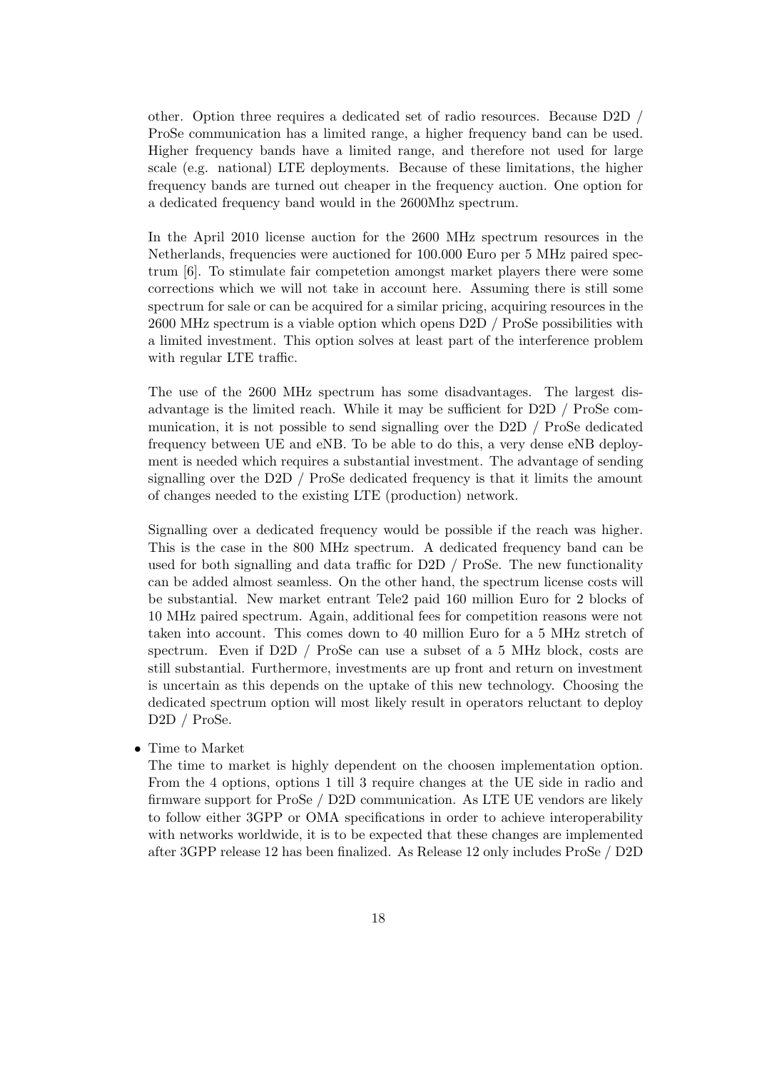other. Option three requires a dedicated set of radio resources. Because D2D / ProSe communication has a limited range, a higher frequency band can be used. Higher frequency bands have a limited range, and therefore not used for large scale (e.g. national) LTE deployments. Because of these limitations, the higher frequency bands are turned out cheaper in the frequency auction. One option for a dedicated frequency band would in the 2600Mhz spectrum.

In the April 2010 license auction for the 2600 MHz spectrum resources in the Netherlands, frequencies were auctioned for 100.000 Euro per 5 MHz paired spectrum [6]. To stimulate fair competetion amongst market players there were some corrections which we will not take in account here. Assuming there is still some spectrum for sale or can be acquired for a similar pricing, acquiring resources in the 2600 MHz spectrum is a viable option which opens D2D / ProSe possibilities with a limited investment. This option solves at least part of the interference problem with regular LTE traffic.

The use of the 2600 MHz spectrum has some disadvantages. The largest disadvantage is the limited reach. While it may be sufficient for D2D / ProSe communication, it is not possible to send signalling over the D2D / ProSe dedicated frequency between UE and eNB. To be able to do this, a very dense eNB deployment is needed which requires a substantial investment. The advantage of sending signalling over the D2D / ProSe dedicated frequency is that it limits the amount of changes needed to the existing LTE (production) network.

Signalling over a dedicated frequency would be possible if the reach was higher. This is the case in the 800 MHz spectrum. A dedicated frequency band can be used for both signalling and data traffic for D2D / ProSe. The new functionality can be added almost seamless. On the other hand, the spectrum license costs will be substantial. New market entrant Tele2 paid 160 million Euro for 2 blocks of 10 MHz paired spectrum. Again, additional fees for competition reasons were not taken into account. This comes down to 40 million Euro for a 5 MHz stretch of spectrum. Even if D2D / ProSe can use a subset of a 5 MHz block, costs are still substantial. Furthermore, investments are up front and return on investment is uncertain as this depends on the uptake of this new technology. Choosing the dedicated spectrum option will most likely result in operators reluctant to deploy D2D / ProSe.

- Time to Market

  The time to market is highly dependent on the choosen implementation option. From the 4 options, options 1 till 3 require changes at the UE side in radio and firmware support for ProSe / D2D communication. As LTE UE vendors are likely to follow either 3GPP or OMA specifications in order to achieve interoperability with networks worldwide, it is to be expected that these changes are implemented after 3GPP release 12 has been finalized. As Release 12 only includes ProSe / D2D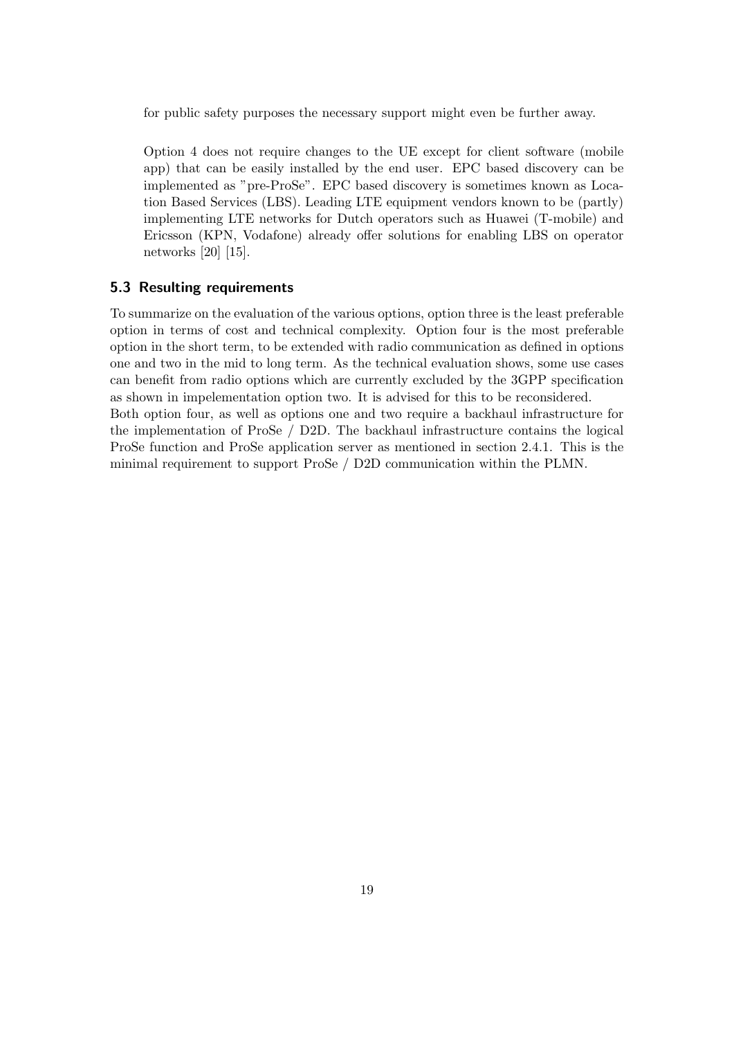for public safety purposes the necessary support might even be further away.

Option 4 does not require changes to the UE except for client software (mobile app) that can be easily installed by the end user. EPC based discovery can be implemented as "pre-ProSe". EPC based discovery is sometimes known as Location Based Services (LBS). Leading LTE equipment vendors known to be (partly) implementing LTE networks for Dutch operators such as Huawei (T-mobile) and Ericsson (KPN, Vodafone) already offer solutions for enabling LBS on operator networks [20] [15].

### 5.3 Resulting requirements

To summarize on the evaluation of the various options, option three is the least preferable option in terms of cost and technical complexity. Option four is the most preferable option in the short term, to be extended with radio communication as defined in options one and two in the mid to long term. As the technical evaluation shows, some use cases can benefit from radio options which are currently excluded by the 3GPP specification as shown in impelementation option two. It is advised for this to be reconsidered.
Both option four, as well as options one and two require a backhaul infrastructure for the implementation of ProSe / D2D. The backhaul infrastructure contains the logical ProSe function and ProSe application server as mentioned in section 2.4.1. This is the minimal requirement to support ProSe / D2D communication within the PLMN.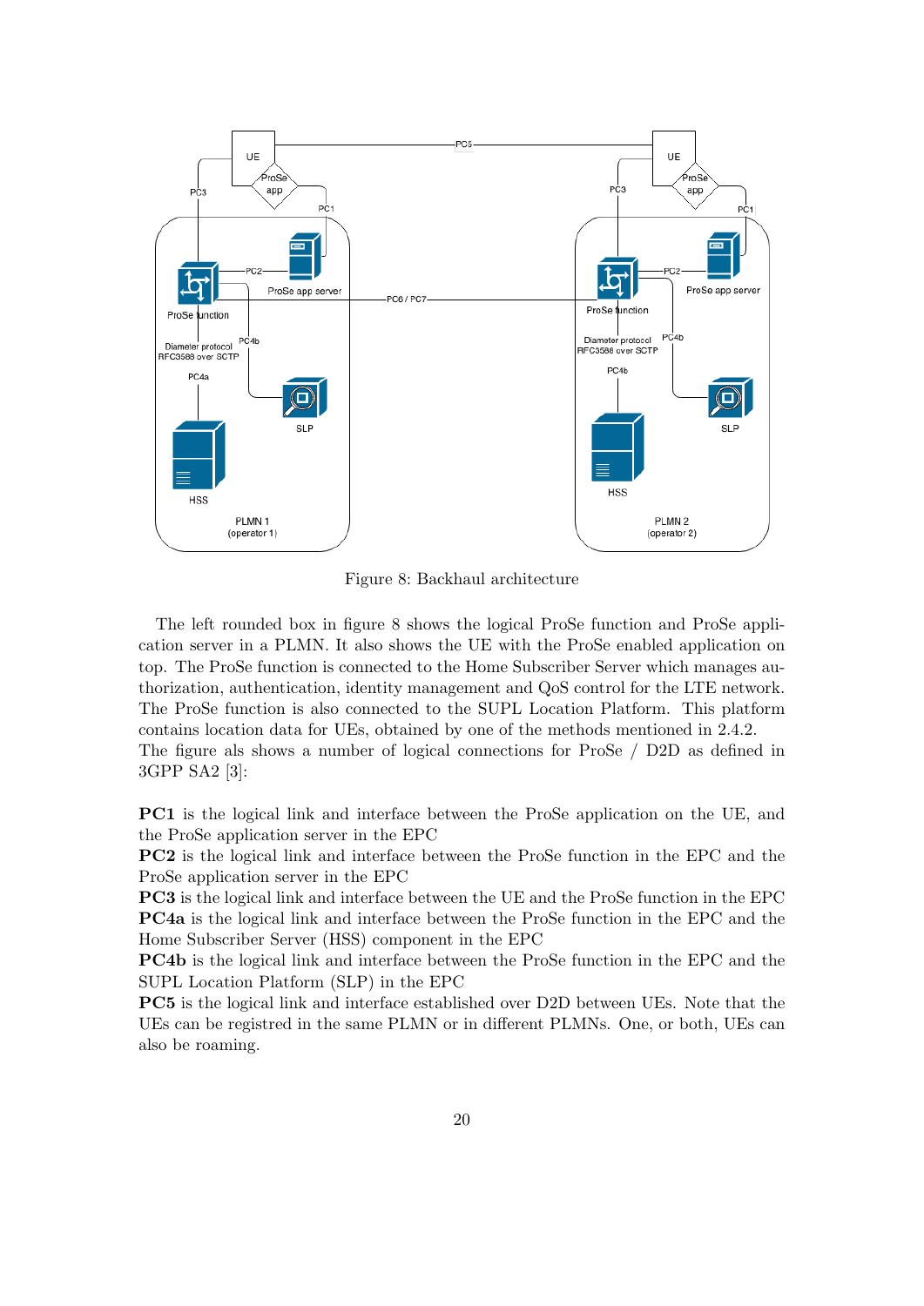Figure 8: Backhaul architecture

The left rounded box in figure 8 shows the logical ProSe function and ProSe application server in a PLMN. It also shows the UE with the ProSe enabled application on top. The ProSe function is connected to the Home Subscriber Server which manages authorization, authentication, identity management and QoS control for the LTE network. The ProSe function is also connected to the SUPL Location Platform. This platform contains location data for UEs, obtained by one of the methods mentioned in 2.4.2.
The figure als shows a number of logical connections for ProSe / D2D as defined in 3GPP SA2 [3]:

**PC1** is the logical link and interface between the ProSe application on the UE, and the ProSe application server in the EPC
**PC2** is the logical link and interface between the ProSe function in the EPC and the ProSe application server in the EPC
**PC3** is the logical link and interface between the UE and the ProSe function in the EPC
**PC4a** is the logical link and interface between the ProSe function in the EPC and the Home Subscriber Server (HSS) component in the EPC
**PC4b** is the logical link and interface between the ProSe function in the EPC and the SUPL Location Platform (SLP) in the EPC
**PC5** is the logical link and interface established over D2D between UEs. Note that the UEs can be registred in the same PLMN or in different PLMNs. One, or both, UEs can also be roaming.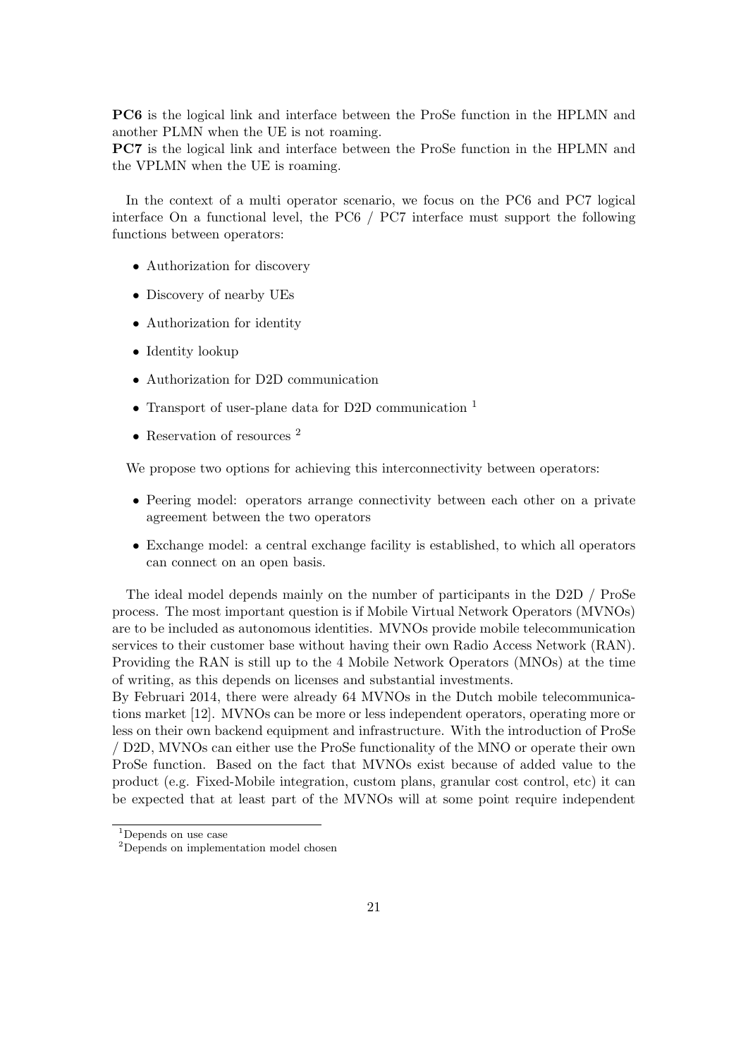**PC6** is the logical link and interface between the ProSe function in the HPLMN and another PLMN when the UE is not roaming.
**PC7** is the logical link and interface between the ProSe function in the HPLMN and the VPLMN when the UE is roaming.

In the context of a multi operator scenario, we focus on the PC6 and PC7 logical interface On a functional level, the PC6 / PC7 interface must support the following functions between operators:

- Authorization for discovery
- Discovery of nearby UEs
- Authorization for identity
- Identity lookup
- Authorization for D2D communication
- Transport of user-plane data for D2D communication [1]
- Reservation of resources [2]

We propose two options for achieving this interconnectivity between operators:

- Peering model: operators arrange connectivity between each other on a private agreement between the two operators
- Exchange model: a central exchange facility is established, to which all operators can connect on an open basis.

The ideal model depends mainly on the number of participants in the D2D / ProSe process. The most important question is if Mobile Virtual Network Operators (MVNOs) are to be included as autonomous identities. MVNOs provide mobile telecommunication services to their customer base without having their own Radio Access Network (RAN). Providing the RAN is still up to the 4 Mobile Network Operators (MNOs) at the time of writing, as this depends on licenses and substantial investments.
By Februari 2014, there were already 64 MVNOs in the Dutch mobile telecommunications market [12]. MVNOs can be more or less independent operators, operating more or less on their own backend equipment and infrastructure. With the introduction of ProSe / D2D, MVNOs can either use the ProSe functionality of the MNO or operate their own ProSe function. Based on the fact that MVNOs exist because of added value to the product (e.g. Fixed-Mobile integration, custom plans, granular cost control, etc) it can be expected that at least part of the MVNOs will at some point require independent

[1] Depends on use case
[2] Depends on implementation model chosen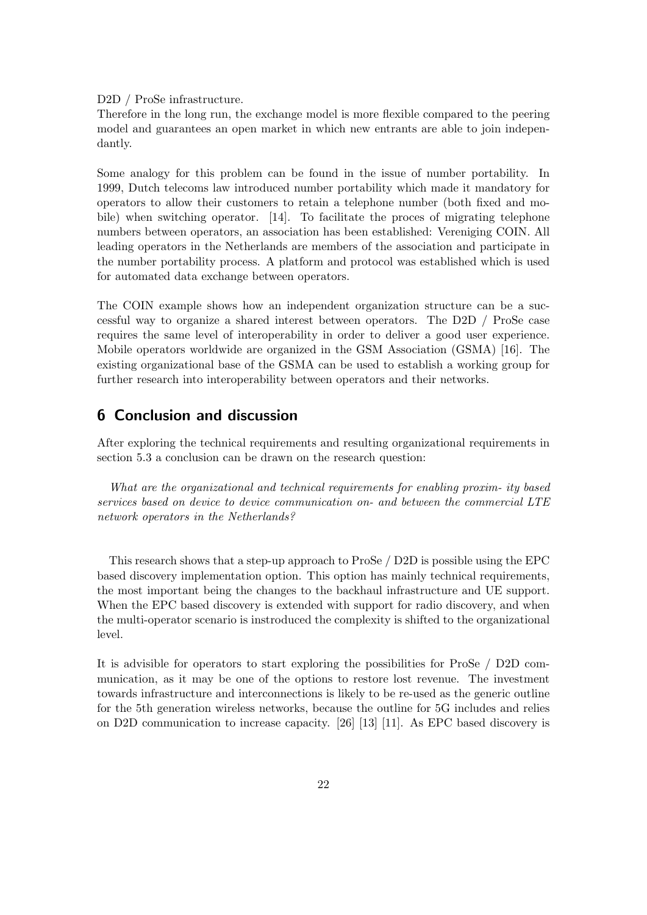D2D / ProSe infrastructure.
Therefore in the long run, the exchange model is more flexible compared to the peering model and guarantees an open market in which new entrants are able to join independantly.

Some analogy for this problem can be found in the issue of number portability. In 1999, Dutch telecoms law introduced number portability which made it mandatory for operators to allow their customers to retain a telephone number (both fixed and mobile) when switching operator. [14]. To facilitate the proces of migrating telephone numbers between operators, an association has been established: Vereniging COIN. All leading operators in the Netherlands are members of the association and participate in the number portability process. A platform and protocol was established which is used for automated data exchange between operators.

The COIN example shows how an independent organization structure can be a successful way to organize a shared interest between operators. The D2D / ProSe case requires the same level of interoperability in order to deliver a good user experience. Mobile operators worldwide are organized in the GSM Association (GSMA) [16]. The existing organizational base of the GSMA can be used to establish a working group for further research into interoperability between operators and their networks.

## 6 Conclusion and discussion

After exploring the technical requirements and resulting organizational requirements in section 5.3 a conclusion can be drawn on the research question:

*What are the organizational and technical requirements for enabling proxim- ity based services based on device to device communication on- and between the commercial LTE network operators in the Netherlands?*

This research shows that a step-up approach to ProSe / D2D is possible using the EPC based discovery implementation option. This option has mainly technical requirements, the most important being the changes to the backhaul infrastructure and UE support. When the EPC based discovery is extended with support for radio discovery, and when the multi-operator scenario is instroduced the complexity is shifted to the organizational level.

It is advisible for operators to start exploring the possibilities for ProSe / D2D communication, as it may be one of the options to restore lost revenue. The investment towards infrastructure and interconnections is likely to be re-used as the generic outline for the 5th generation wireless networks, because the outline for 5G includes and relies on D2D communication to increase capacity. [26] [13] [11]. As EPC based discovery is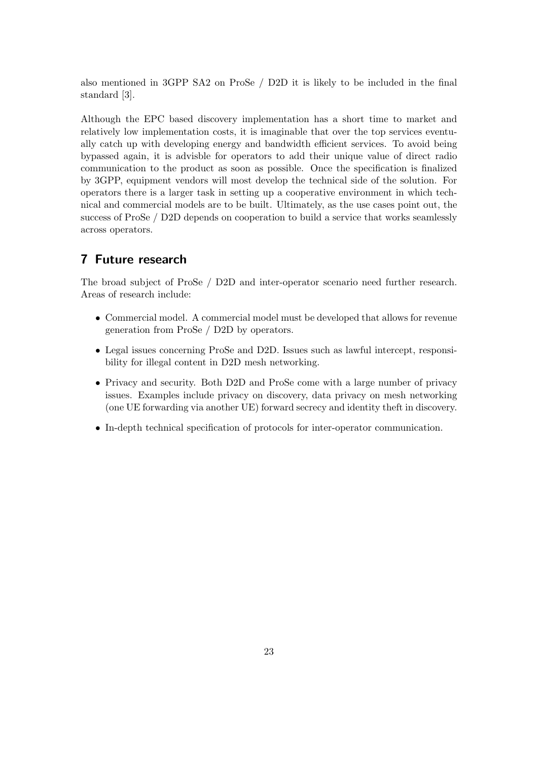also mentioned in 3GPP SA2 on ProSe / D2D it is likely to be included in the final standard [3].

Although the EPC based discovery implementation has a short time to market and relatively low implementation costs, it is imaginable that over the top services eventually catch up with developing energy and bandwidth efficient services. To avoid being bypassed again, it is advisble for operators to add their unique value of direct radio communication to the product as soon as possible. Once the specification is finalized by 3GPP, equipment vendors will most develop the technical side of the solution. For operators there is a larger task in setting up a cooperative environment in which technical and commercial models are to be built. Ultimately, as the use cases point out, the success of ProSe / D2D depends on cooperation to build a service that works seamlessly across operators.

# 7 Future research

The broad subject of ProSe / D2D and inter-operator scenario need further research. Areas of research include:

- Commercial model. A commercial model must be developed that allows for revenue generation from ProSe / D2D by operators.
- Legal issues concerning ProSe and D2D. Issues such as lawful intercept, responsibility for illegal content in D2D mesh networking.
- Privacy and security. Both D2D and ProSe come with a large number of privacy issues. Examples include privacy on discovery, data privacy on mesh networking (one UE forwarding via another UE) forward secrecy and identity theft in discovery.
- In-depth technical specification of protocols for inter-operator communication.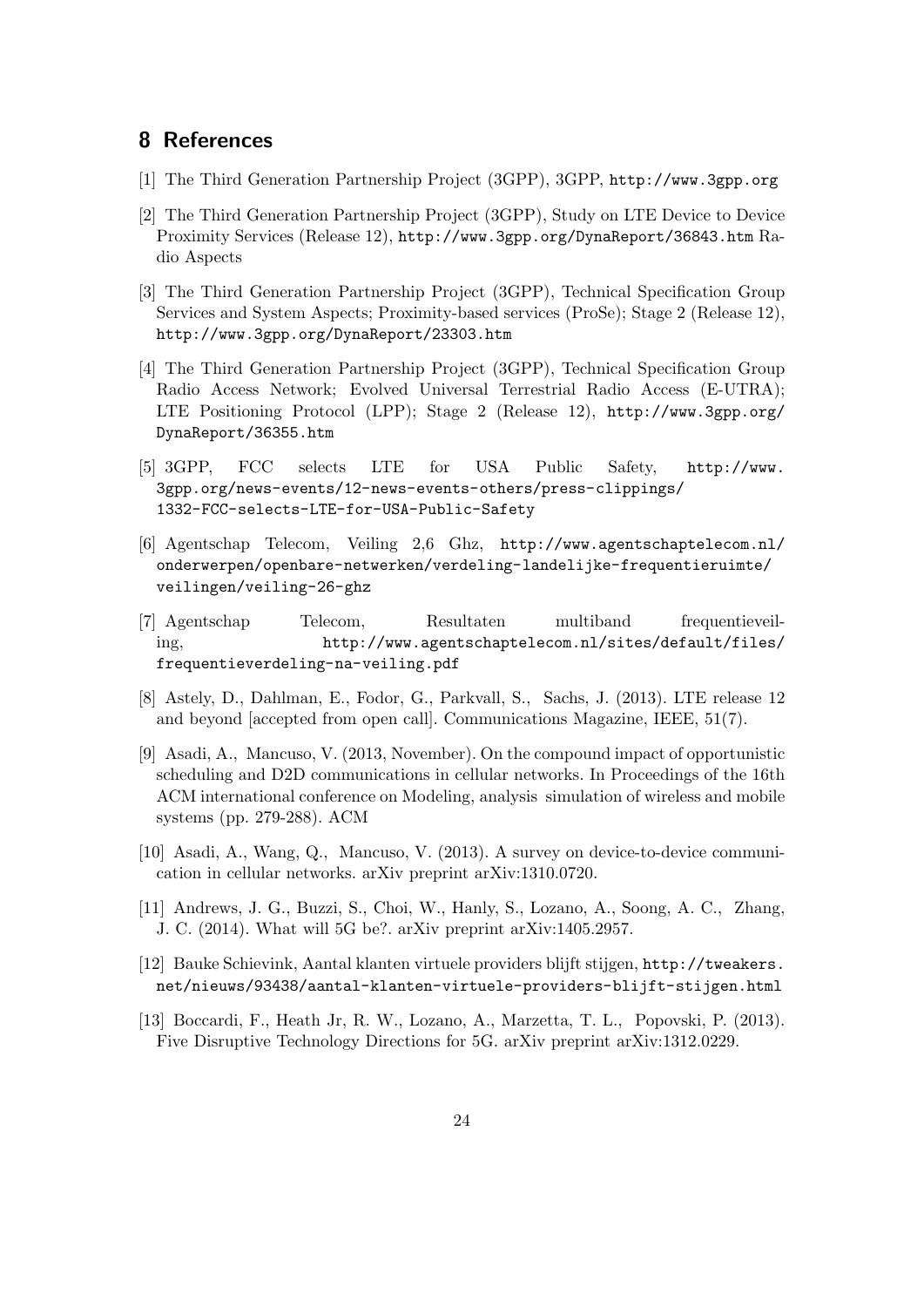## 8 References

[1] The Third Generation Partnership Project (3GPP), 3GPP, http://www.3gpp.org

[2] The Third Generation Partnership Project (3GPP), Study on LTE Device to Device Proximity Services (Release 12), http://www.3gpp.org/DynaReport/36843.htm Radio Aspects

[3] The Third Generation Partnership Project (3GPP), Technical Specification Group Services and System Aspects; Proximity-based services (ProSe); Stage 2 (Release 12), http://www.3gpp.org/DynaReport/23303.htm

[4] The Third Generation Partnership Project (3GPP), Technical Specification Group Radio Access Network; Evolved Universal Terrestrial Radio Access (E-UTRA); LTE Positioning Protocol (LPP); Stage 2 (Release 12), http://www.3gpp.org/DynaReport/36355.htm

[5] 3GPP, FCC selects LTE for USA Public Safety, http://www.3gpp.org/news-events/12-news-events-others/press-clippings/1332-FCC-selects-LTE-for-USA-Public-Safety

[6] Agentschap Telecom, Veiling 2,6 Ghz, http://www.agentschaptelecom.nl/onderwerpen/openbare-netwerken/verdeling-landelijke-frequentieruimte/veilingen/veiling-26-ghz

[7] Agentschap Telecom, Resultaten multiband frequentieveiling, http://www.agentschaptelecom.nl/sites/default/files/frequentieverdeling-na-veiling.pdf

[8] Astely, D., Dahlman, E., Fodor, G., Parkvall, S., Sachs, J. (2013). LTE release 12 and beyond [accepted from open call]. Communications Magazine, IEEE, 51(7).

[9] Asadi, A., Mancuso, V. (2013, November). On the compound impact of opportunistic scheduling and D2D communications in cellular networks. In Proceedings of the 16th ACM international conference on Modeling, analysis simulation of wireless and mobile systems (pp. 279-288). ACM

[10] Asadi, A., Wang, Q., Mancuso, V. (2013). A survey on device-to-device communication in cellular networks. arXiv preprint arXiv:1310.0720.

[11] Andrews, J. G., Buzzi, S., Choi, W., Hanly, S., Lozano, A., Soong, A. C., Zhang, J. C. (2014). What will 5G be?. arXiv preprint arXiv:1405.2957.

[12] Bauke Schievink, Aantal klanten virtuele providers blijft stijgen, http://tweakers.net/nieuws/93438/aantal-klanten-virtuele-providers-blijft-stijgen.html

[13] Boccardi, F., Heath Jr, R. W., Lozano, A., Marzetta, T. L., Popovski, P. (2013). Five Disruptive Technology Directions for 5G. arXiv preprint arXiv:1312.0229.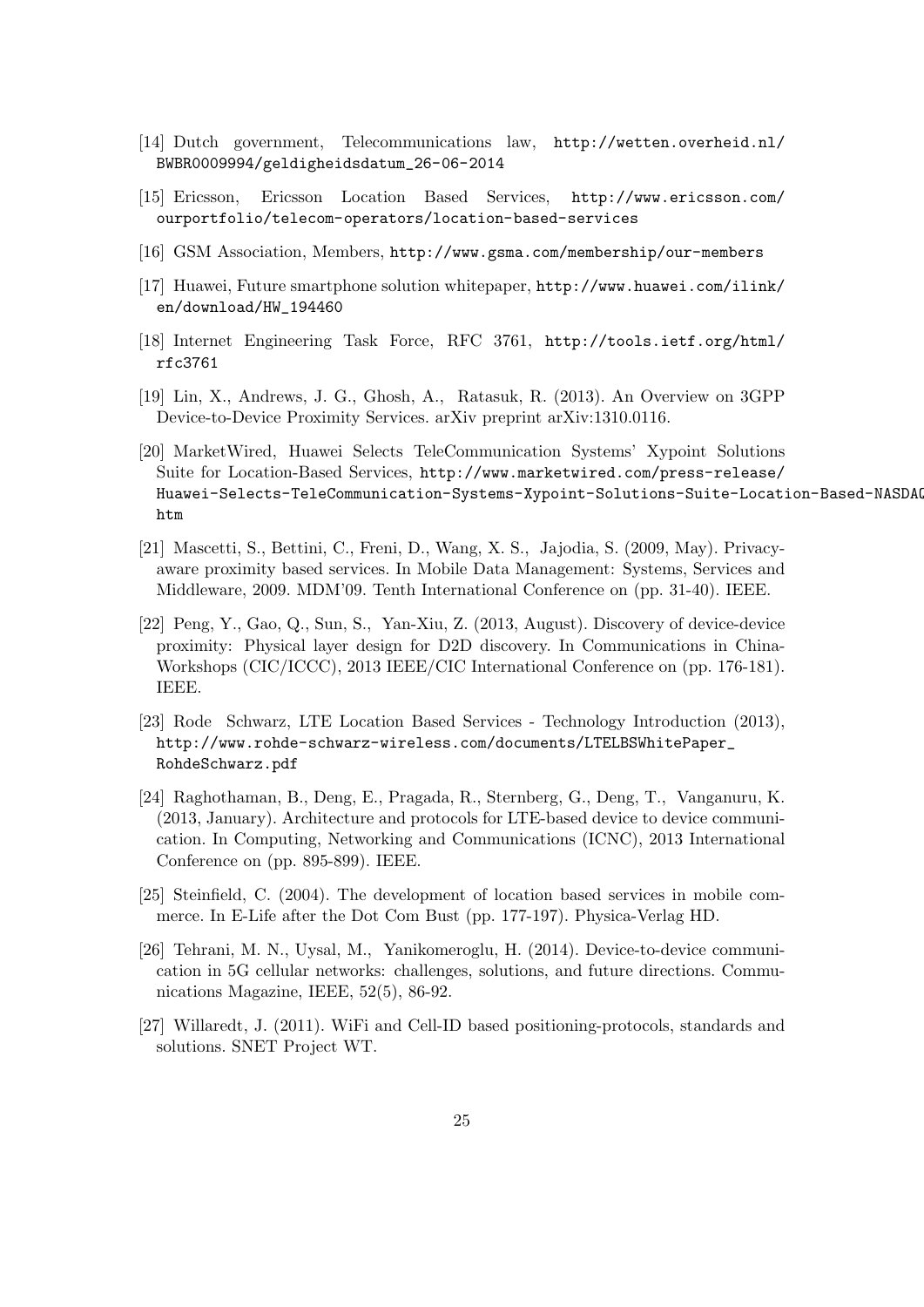[14] Dutch government, Telecommunications law, http://wetten.overheid.nl/BWBR0009994/geldigheidsdatum_26-06-2014

[15] Ericsson, Ericsson Location Based Services, http://www.ericsson.com/ourportfolio/telecom-operators/location-based-services

[16] GSM Association, Members, http://www.gsma.com/membership/our-members

[17] Huawei, Future smartphone solution whitepaper, http://www.huawei.com/ilink/en/download/HW_194460

[18] Internet Engineering Task Force, RFC 3761, http://tools.ietf.org/html/rfc3761

[19] Lin, X., Andrews, J. G., Ghosh, A., Ratasuk, R. (2013). An Overview on 3GPP Device-to-Device Proximity Services. arXiv preprint arXiv:1310.0116.

[20] MarketWired, Huawei Selects TeleCommunication Systems' Xypoint Solutions Suite for Location-Based Services, http://www.marketwired.com/press-release/Huawei-Selects-TeleCommunication-Systems-Xypoint-Solutions-Suite-Location-Based-NASDAQ htm

[21] Mascetti, S., Bettini, C., Freni, D., Wang, X. S., Jajodia, S. (2009, May). Privacy-aware proximity based services. In Mobile Data Management: Systems, Services and Middleware, 2009. MDM'09. Tenth International Conference on (pp. 31-40). IEEE.

[22] Peng, Y., Gao, Q., Sun, S., Yan-Xiu, Z. (2013, August). Discovery of device-device proximity: Physical layer design for D2D discovery. In Communications in China-Workshops (CIC/ICCC), 2013 IEEE/CIC International Conference on (pp. 176-181). IEEE.

[23] Rode Schwarz, LTE Location Based Services - Technology Introduction (2013), http://www.rohde-schwarz-wireless.com/documents/LTELBSWhitePaper_RohdeSchwarz.pdf

[24] Raghothaman, B., Deng, E., Pragada, R., Sternberg, G., Deng, T., Vanganuru, K. (2013, January). Architecture and protocols for LTE-based device to device communication. In Computing, Networking and Communications (ICNC), 2013 International Conference on (pp. 895-899). IEEE.

[25] Steinfield, C. (2004). The development of location based services in mobile commerce. In E-Life after the Dot Com Bust (pp. 177-197). Physica-Verlag HD.

[26] Tehrani, M. N., Uysal, M., Yanikomeroglu, H. (2014). Device-to-device communication in 5G cellular networks: challenges, solutions, and future directions. Communications Magazine, IEEE, 52(5), 86-92.

[27] Willaredt, J. (2011). WiFi and Cell-ID based positioning-protocols, standards and solutions. SNET Project WT.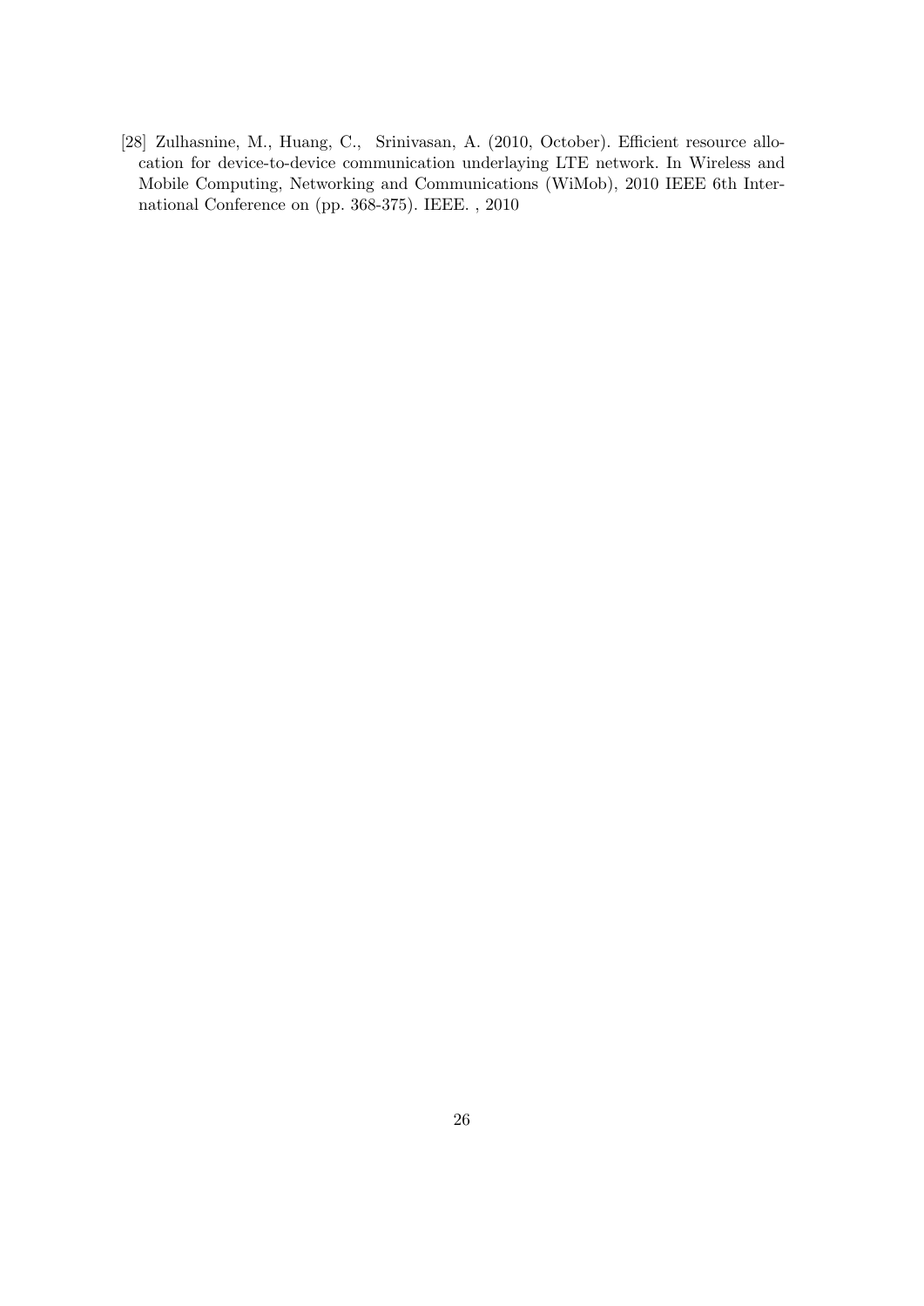[28] Zulhasnine, M., Huang, C., Srinivasan, A. (2010, October). Efficient resource allocation for device-to-device communication underlaying LTE network. In Wireless and Mobile Computing, Networking and Communications (WiMob), 2010 IEEE 6th International Conference on (pp. 368-375). IEEE. , 2010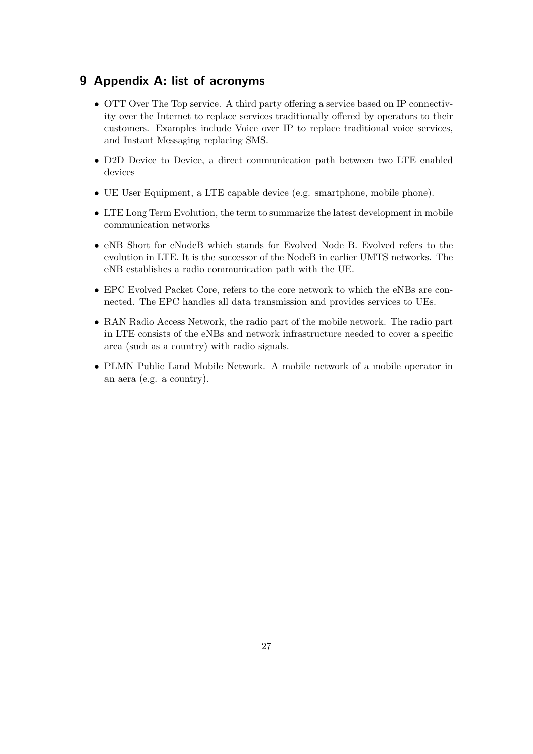## 9 Appendix A: list of acronyms

- OTT Over The Top service. A third party offering a service based on IP connectivity over the Internet to replace services traditionally offered by operators to their customers. Examples include Voice over IP to replace traditional voice services, and Instant Messaging replacing SMS.
- D2D Device to Device, a direct communication path between two LTE enabled devices
- UE User Equipment, a LTE capable device (e.g. smartphone, mobile phone).
- LTE Long Term Evolution, the term to summarize the latest development in mobile communication networks
- eNB Short for eNodeB which stands for Evolved Node B. Evolved refers to the evolution in LTE. It is the successor of the NodeB in earlier UMTS networks. The eNB establishes a radio communication path with the UE.
- EPC Evolved Packet Core, refers to the core network to which the eNBs are connected. The EPC handles all data transmission and provides services to UEs.
- RAN Radio Access Network, the radio part of the mobile network. The radio part in LTE consists of the eNBs and network infrastructure needed to cover a specific area (such as a country) with radio signals.
- PLMN Public Land Mobile Network. A mobile network of a mobile operator in an aera (e.g. a country).